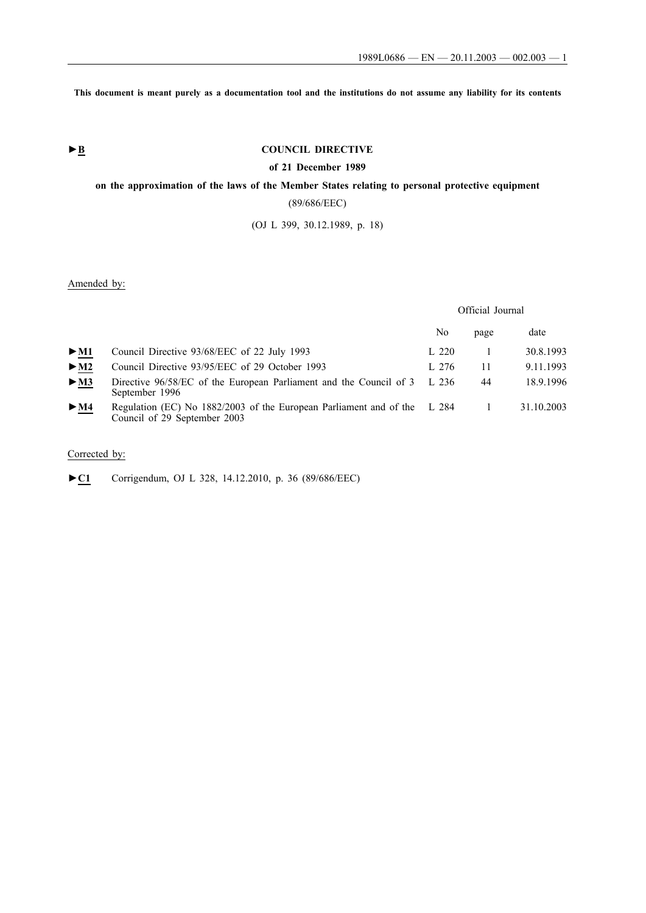**This document is meant purely as a documentation tool and the institutions do not assume any liability for its contents**

►B

# COUNCIL DIRECTIVE

## of 21 December 1989

## on the approximation of the laws of the Member States relating to personal protective equipment

(89/686/EEC)

(OJ L 399, 30.12.1989, p. 18)

Amended by:

| | | Official Journal | | |
|---|---|---|---|---|
| | | No | page | date |
| ►M1 | Council Directive 93/68/EEC of 22 July 1993 | L 220 | 1 | 30.8.1993 |
| ►M2 | Council Directive 93/95/EEC of 29 October 1993 | L 276 | 11 | 9.11.1993 |
| ►M3 | Directive 96/58/EC of the European Parliament and the Council of 3 September 1996 | L 236 | 44 | 18.9.1996 |
| ►M4 | Regulation (EC) No 1882/2003 of the European Parliament and of the Council of 29 September 2003 | L 284 | 1 | 31.10.2003 |

Corrected by:

►C1 Corrigendum, OJ L 328, 14.12.2010, p. 36 (89/686/EEC)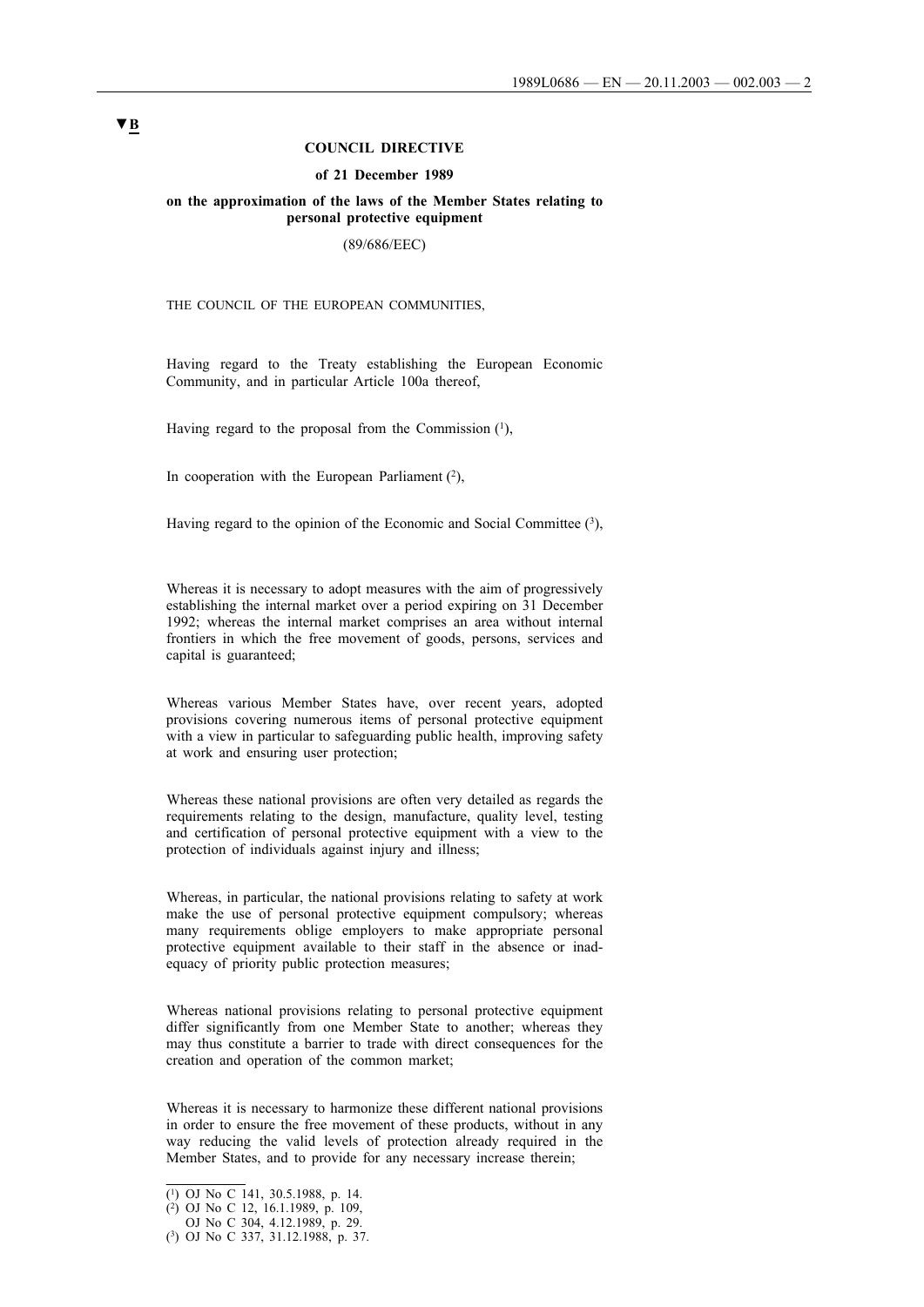▼B

**COUNCIL DIRECTIVE**

**of 21 December 1989**

**on the approximation of the laws of the Member States relating to personal protective equipment**

(89/686/EEC)

THE COUNCIL OF THE EUROPEAN COMMUNITIES,

Having regard to the Treaty establishing the European Economic Community, and in particular Article 100a thereof,

Having regard to the proposal from the Commission [1],

In cooperation with the European Parliament [2],

Having regard to the opinion of the Economic and Social Committee [3],

Whereas it is necessary to adopt measures with the aim of progressively establishing the internal market over a period expiring on 31 December 1992; whereas the internal market comprises an area without internal frontiers in which the free movement of goods, persons, services and capital is guaranteed;

Whereas various Member States have, over recent years, adopted provisions covering numerous items of personal protective equipment with a view in particular to safeguarding public health, improving safety at work and ensuring user protection;

Whereas these national provisions are often very detailed as regards the requirements relating to the design, manufacture, quality level, testing and certification of personal protective equipment with a view to the protection of individuals against injury and illness;

Whereas, in particular, the national provisions relating to safety at work make the use of personal protective equipment compulsory; whereas many requirements oblige employers to make appropriate personal protective equipment available to their staff in the absence or inadequacy of priority public protection measures;

Whereas national provisions relating to personal protective equipment differ significantly from one Member State to another; whereas they may thus constitute a barrier to trade with direct consequences for the creation and operation of the common market;

Whereas it is necessary to harmonize these different national provisions in order to ensure the free movement of these products, without in any way reducing the valid levels of protection already required in the Member States, and to provide for any necessary increase therein;

---

[1] OJ No C 141, 30.5.1988, p. 14.

[2] OJ No C 12, 16.1.1989, p. 109,
OJ No C 304, 4.12.1989, p. 29.

[3] OJ No C 337, 31.12.1988, p. 37.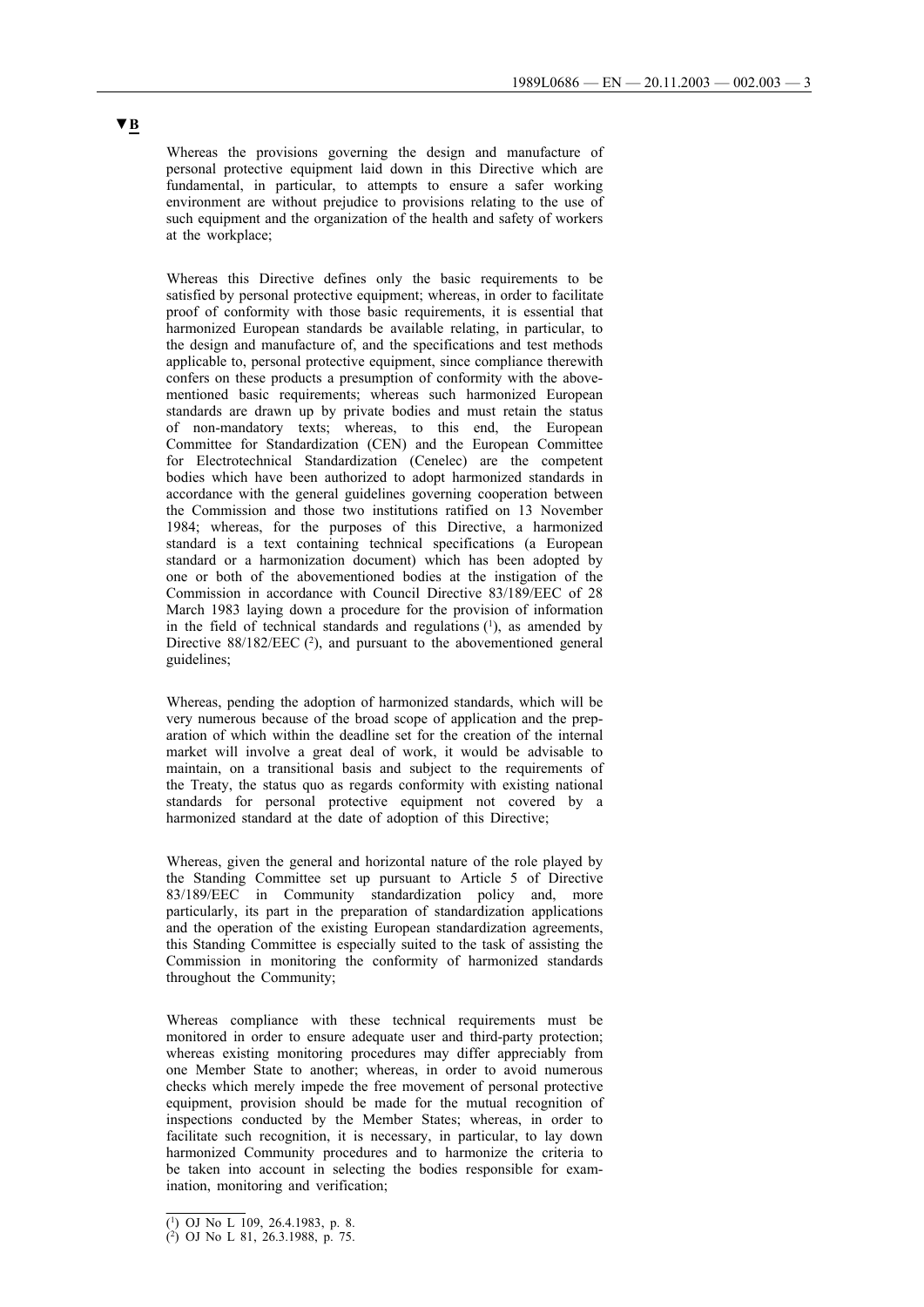▼B

Whereas the provisions governing the design and manufacture of personal protective equipment laid down in this Directive which are fundamental, in particular, to attempts to ensure a safer working environment are without prejudice to provisions relating to the use of such equipment and the organization of the health and safety of workers at the workplace;

Whereas this Directive defines only the basic requirements to be satisfied by personal protective equipment; whereas, in order to facilitate proof of conformity with those basic requirements, it is essential that harmonized European standards be available relating, in particular, to the design and manufacture of, and the specifications and test methods applicable to, personal protective equipment, since compliance therewith confers on these products a presumption of conformity with the abovementioned basic requirements; whereas such harmonized European standards are drawn up by private bodies and must retain the status of non-mandatory texts; whereas, to this end, the European Committee for Standardization (CEN) and the European Committee for Electrotechnical Standardization (Cenelec) are the competent bodies which have been authorized to adopt harmonized standards in accordance with the general guidelines governing cooperation between the Commission and those two institutions ratified on 13 November 1984; whereas, for the purposes of this Directive, a harmonized standard is a text containing technical specifications (a European standard or a harmonization document) which has been adopted by one or both of the abovementioned bodies at the instigation of the Commission in accordance with Council Directive 83/189/EEC of 28 March 1983 laying down a procedure for the provision of information in the field of technical standards and regulations [1], as amended by Directive 88/182/EEC [2], and pursuant to the abovementioned general guidelines;

Whereas, pending the adoption of harmonized standards, which will be very numerous because of the broad scope of application and the preparation of which within the deadline set for the creation of the internal market will involve a great deal of work, it would be advisable to maintain, on a transitional basis and subject to the requirements of the Treaty, the status quo as regards conformity with existing national standards for personal protective equipment not covered by a harmonized standard at the date of adoption of this Directive;

Whereas, given the general and horizontal nature of the role played by the Standing Committee set up pursuant to Article 5 of Directive 83/189/EEC in Community standardization policy and, more particularly, its part in the preparation of standardization applications and the operation of the existing European standardization agreements, this Standing Committee is especially suited to the task of assisting the Commission in monitoring the conformity of harmonized standards throughout the Community;

Whereas compliance with these technical requirements must be monitored in order to ensure adequate user and third-party protection; whereas existing monitoring procedures may differ appreciably from one Member State to another; whereas, in order to avoid numerous checks which merely impede the free movement of personal protective equipment, provision should be made for the mutual recognition of inspections conducted by the Member States; whereas, in order to facilitate such recognition, it is necessary, in particular, to lay down harmonized Community procedures and to harmonize the criteria to be taken into account in selecting the bodies responsible for examination, monitoring and verification;

---

[1] OJ No L 109, 26.4.1983, p. 8.

[2] OJ No L 81, 26.3.1988, p. 75.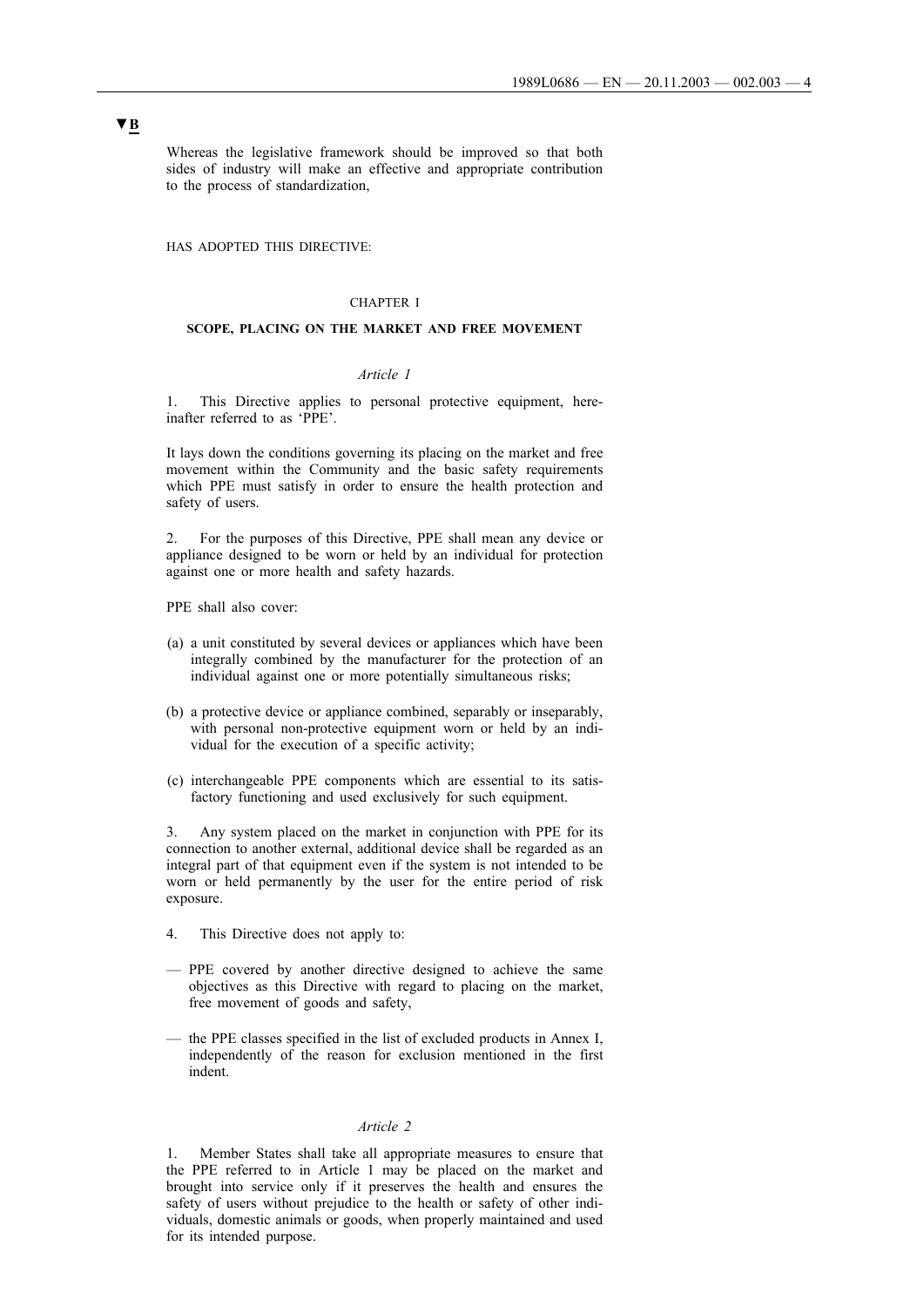▼B

Whereas the legislative framework should be improved so that both sides of industry will make an effective and appropriate contribution to the process of standardization,

HAS ADOPTED THIS DIRECTIVE:

CHAPTER I

**SCOPE, PLACING ON THE MARKET AND FREE MOVEMENT**

*Article 1*

1. This Directive applies to personal protective equipment, hereinafter referred to as 'PPE'.

It lays down the conditions governing its placing on the market and free movement within the Community and the basic safety requirements which PPE must satisfy in order to ensure the health protection and safety of users.

2. For the purposes of this Directive, PPE shall mean any device or appliance designed to be worn or held by an individual for protection against one or more health and safety hazards.

PPE shall also cover:

(a) a unit constituted by several devices or appliances which have been integrally combined by the manufacturer for the protection of an individual against one or more potentially simultaneous risks;

(b) a protective device or appliance combined, separably or inseparably, with personal non-protective equipment worn or held by an individual for the execution of a specific activity;

(c) interchangeable PPE components which are essential to its satisfactory functioning and used exclusively for such equipment.

3. Any system placed on the market in conjunction with PPE for its connection to another external, additional device shall be regarded as an integral part of that equipment even if the system is not intended to be worn or held permanently by the user for the entire period of risk exposure.

4. This Directive does not apply to:

— PPE covered by another directive designed to achieve the same objectives as this Directive with regard to placing on the market, free movement of goods and safety,

— the PPE classes specified in the list of excluded products in Annex I, independently of the reason for exclusion mentioned in the first indent.

*Article 2*

1. Member States shall take all appropriate measures to ensure that the PPE referred to in Article 1 may be placed on the market and brought into service only if it preserves the health and ensures the safety of users without prejudice to the health or safety of other individuals, domestic animals or goods, when properly maintained and used for its intended purpose.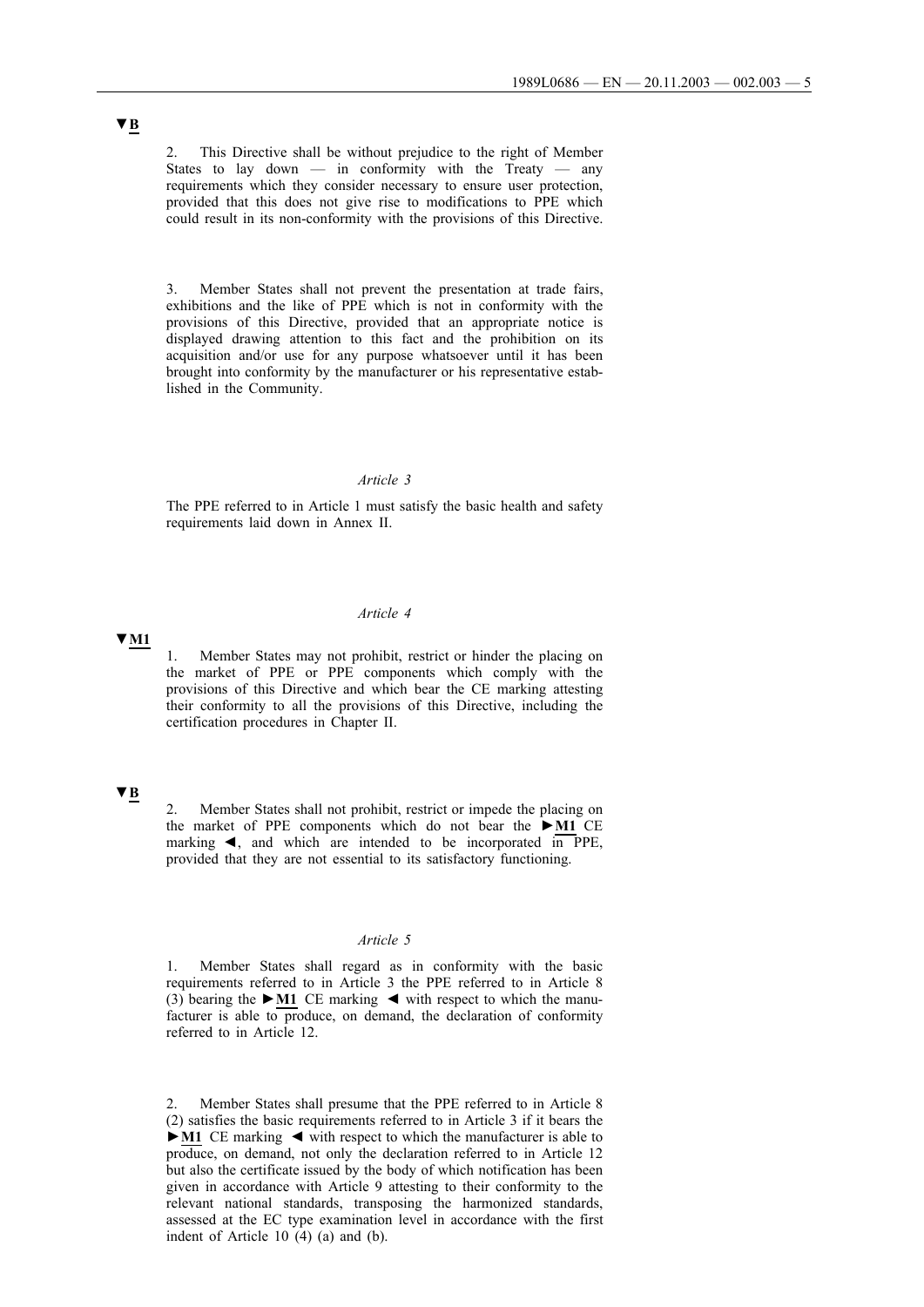▼B

2. This Directive shall be without prejudice to the right of Member States to lay down — in conformity with the Treaty — any requirements which they consider necessary to ensure user protection, provided that this does not give rise to modifications to PPE which could result in its non-conformity with the provisions of this Directive.

3. Member States shall not prevent the presentation at trade fairs, exhibitions and the like of PPE which is not in conformity with the provisions of this Directive, provided that an appropriate notice is displayed drawing attention to this fact and the prohibition on its acquisition and/or use for any purpose whatsoever until it has been brought into conformity by the manufacturer or his representative established in the Community.

*Article 3*

The PPE referred to in Article 1 must satisfy the basic health and safety requirements laid down in Annex II.

*Article 4*

▼M1

1. Member States may not prohibit, restrict or hinder the placing on the market of PPE or PPE components which comply with the provisions of this Directive and which bear the CE marking attesting their conformity to all the provisions of this Directive, including the certification procedures in Chapter II.

▼B

2. Member States shall not prohibit, restrict or impede the placing on the market of PPE components which do not bear the ►M1 CE marking ◄, and which are intended to be incorporated in PPE, provided that they are not essential to its satisfactory functioning.

*Article 5*

1. Member States shall regard as in conformity with the basic requirements referred to in Article 3 the PPE referred to in Article 8 (3) bearing the ►M1 CE marking ◄ with respect to which the manufacturer is able to produce, on demand, the declaration of conformity referred to in Article 12.

2. Member States shall presume that the PPE referred to in Article 8 (2) satisfies the basic requirements referred to in Article 3 if it bears the ►M1 CE marking ◄ with respect to which the manufacturer is able to produce, on demand, not only the declaration referred to in Article 12 but also the certificate issued by the body of which notification has been given in accordance with Article 9 attesting to their conformity to the relevant national standards, transposing the harmonized standards, assessed at the EC type examination level in accordance with the first indent of Article 10 (4) (a) and (b).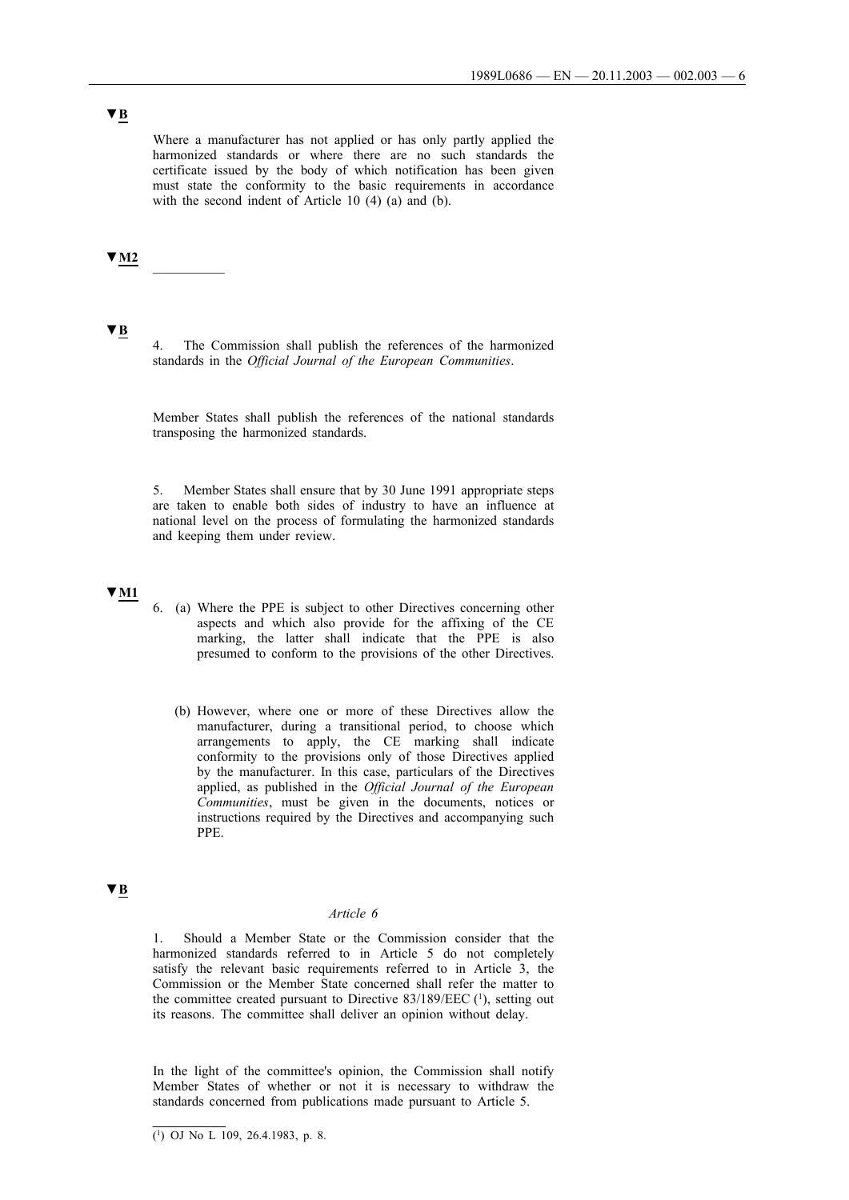▼B

Where a manufacturer has not applied or has only partly applied the harmonized standards or where there are no such standards the certificate issued by the body of which notification has been given must state the conformity to the basic requirements in accordance with the second indent of Article 10 (4) (a) and (b).

▼M2

__________

▼B

4. The Commission shall publish the references of the harmonized standards in the *Official Journal of the European Communities*.

Member States shall publish the references of the national standards transposing the harmonized standards.

5. Member States shall ensure that by 30 June 1991 appropriate steps are taken to enable both sides of industry to have an influence at national level on the process of formulating the harmonized standards and keeping them under review.

▼M1

6. (a) Where the PPE is subject to other Directives concerning other aspects and which also provide for the affixing of the CE marking, the latter shall indicate that the PPE is also presumed to conform to the provisions of the other Directives.

(b) However, where one or more of these Directives allow the manufacturer, during a transitional period, to choose which arrangements to apply, the CE marking shall indicate conformity to the provisions only of those Directives applied by the manufacturer. In this case, particulars of the Directives applied, as published in the *Official Journal of the European Communities*, must be given in the documents, notices or instructions required by the Directives and accompanying such PPE.

▼B

*Article 6*

1. Should a Member State or the Commission consider that the harmonized standards referred to in Article 5 do not completely satisfy the relevant basic requirements referred to in Article 3, the Commission or the Member State concerned shall refer the matter to the committee created pursuant to Directive 83/189/EEC [1], setting out its reasons. The committee shall deliver an opinion without delay.

In the light of the committee's opinion, the Commission shall notify Member States of whether or not it is necessary to withdraw the standards concerned from publications made pursuant to Article 5.

---

[1] OJ No L 109, 26.4.1983, p. 8.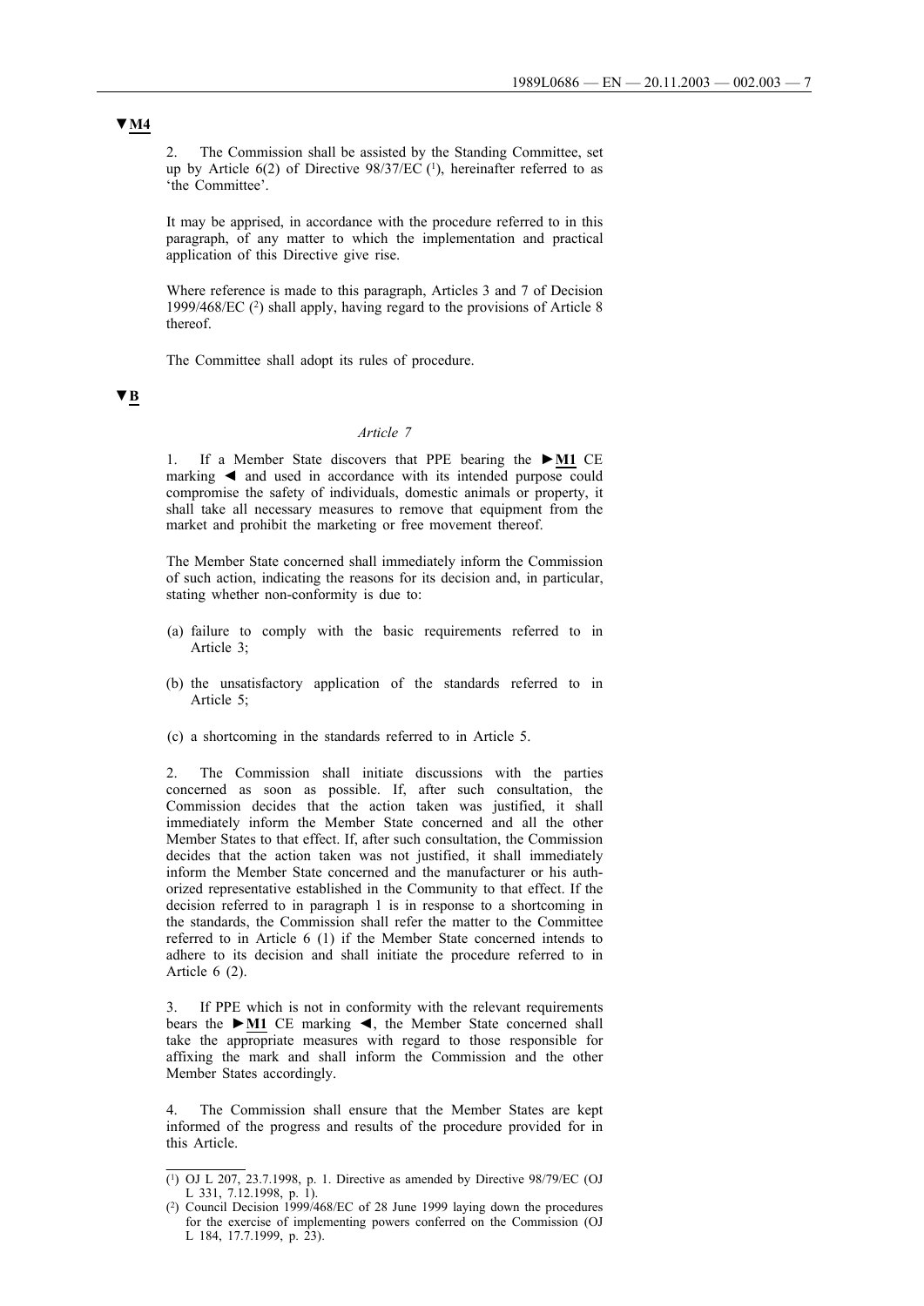▼M4

2. The Commission shall be assisted by the Standing Committee, set up by Article 6(2) of Directive 98/37/EC [1], hereinafter referred to as 'the Committee'.

It may be apprised, in accordance with the procedure referred to in this paragraph, of any matter to which the implementation and practical application of this Directive give rise.

Where reference is made to this paragraph, Articles 3 and 7 of Decision 1999/468/EC [2] shall apply, having regard to the provisions of Article 8 thereof.

The Committee shall adopt its rules of procedure.

▼B

*Article 7*

1. If a Member State discovers that PPE bearing the ►M1 CE marking ◄ and used in accordance with its intended purpose could compromise the safety of individuals, domestic animals or property, it shall take all necessary measures to remove that equipment from the market and prohibit the marketing or free movement thereof.

The Member State concerned shall immediately inform the Commission of such action, indicating the reasons for its decision and, in particular, stating whether non-conformity is due to:

(a) failure to comply with the basic requirements referred to in Article 3;

(b) the unsatisfactory application of the standards referred to in Article 5;

(c) a shortcoming in the standards referred to in Article 5.

2. The Commission shall initiate discussions with the parties concerned as soon as possible. If, after such consultation, the Commission decides that the action taken was justified, it shall immediately inform the Member State concerned and all the other Member States to that effect. If, after such consultation, the Commission decides that the action taken was not justified, it shall immediately inform the Member State concerned and the manufacturer or his authorized representative established in the Community to that effect. If the decision referred to in paragraph 1 is in response to a shortcoming in the standards, the Commission shall refer the matter to the Committee referred to in Article 6 (1) if the Member State concerned intends to adhere to its decision and shall initiate the procedure referred to in Article 6 (2).

3. If PPE which is not in conformity with the relevant requirements bears the ►M1 CE marking ◄, the Member State concerned shall take the appropriate measures with regard to those responsible for affixing the mark and shall inform the Commission and the other Member States accordingly.

4. The Commission shall ensure that the Member States are kept informed of the progress and results of the procedure provided for in this Article.

---

[1] OJ L 207, 23.7.1998, p. 1. Directive as amended by Directive 98/79/EC (OJ L 331, 7.12.1998, p. 1).

[2] Council Decision 1999/468/EC of 28 June 1999 laying down the procedures for the exercise of implementing powers conferred on the Commission (OJ L 184, 17.7.1999, p. 23).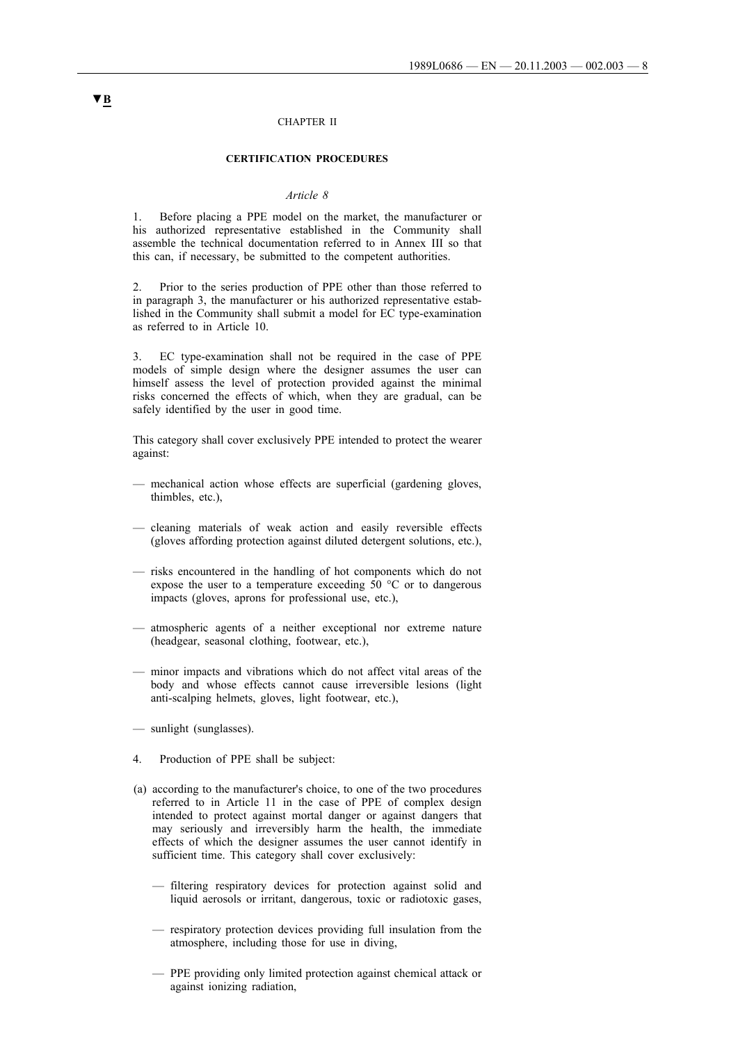▼B

CHAPTER II

**CERTIFICATION PROCEDURES**

*Article 8*

1. Before placing a PPE model on the market, the manufacturer or his authorized representative established in the Community shall assemble the technical documentation referred to in Annex III so that this can, if necessary, be submitted to the competent authorities.

2. Prior to the series production of PPE other than those referred to in paragraph 3, the manufacturer or his authorized representative established in the Community shall submit a model for EC type-examination as referred to in Article 10.

3. EC type-examination shall not be required in the case of PPE models of simple design where the designer assumes the user can himself assess the level of protection provided against the minimal risks concerned the effects of which, when they are gradual, can be safely identified by the user in good time.

This category shall cover exclusively PPE intended to protect the wearer against:

— mechanical action whose effects are superficial (gardening gloves, thimbles, etc.),

— cleaning materials of weak action and easily reversible effects (gloves affording protection against diluted detergent solutions, etc.),

— risks encountered in the handling of hot components which do not expose the user to a temperature exceeding 50 °C or to dangerous impacts (gloves, aprons for professional use, etc.),

— atmospheric agents of a neither exceptional nor extreme nature (headgear, seasonal clothing, footwear, etc.),

— minor impacts and vibrations which do not affect vital areas of the body and whose effects cannot cause irreversible lesions (light anti-scalping helmets, gloves, light footwear, etc.),

— sunlight (sunglasses).

4. Production of PPE shall be subject:

(a) according to the manufacturer's choice, to one of the two procedures referred to in Article 11 in the case of PPE of complex design intended to protect against mortal danger or against dangers that may seriously and irreversibly harm the health, the immediate effects of which the designer assumes the user cannot identify in sufficient time. This category shall cover exclusively:

   — filtering respiratory devices for protection against solid and liquid aerosols or irritant, dangerous, toxic or radiotoxic gases,

   — respiratory protection devices providing full insulation from the atmosphere, including those for use in diving,

   — PPE providing only limited protection against chemical attack or against ionizing radiation,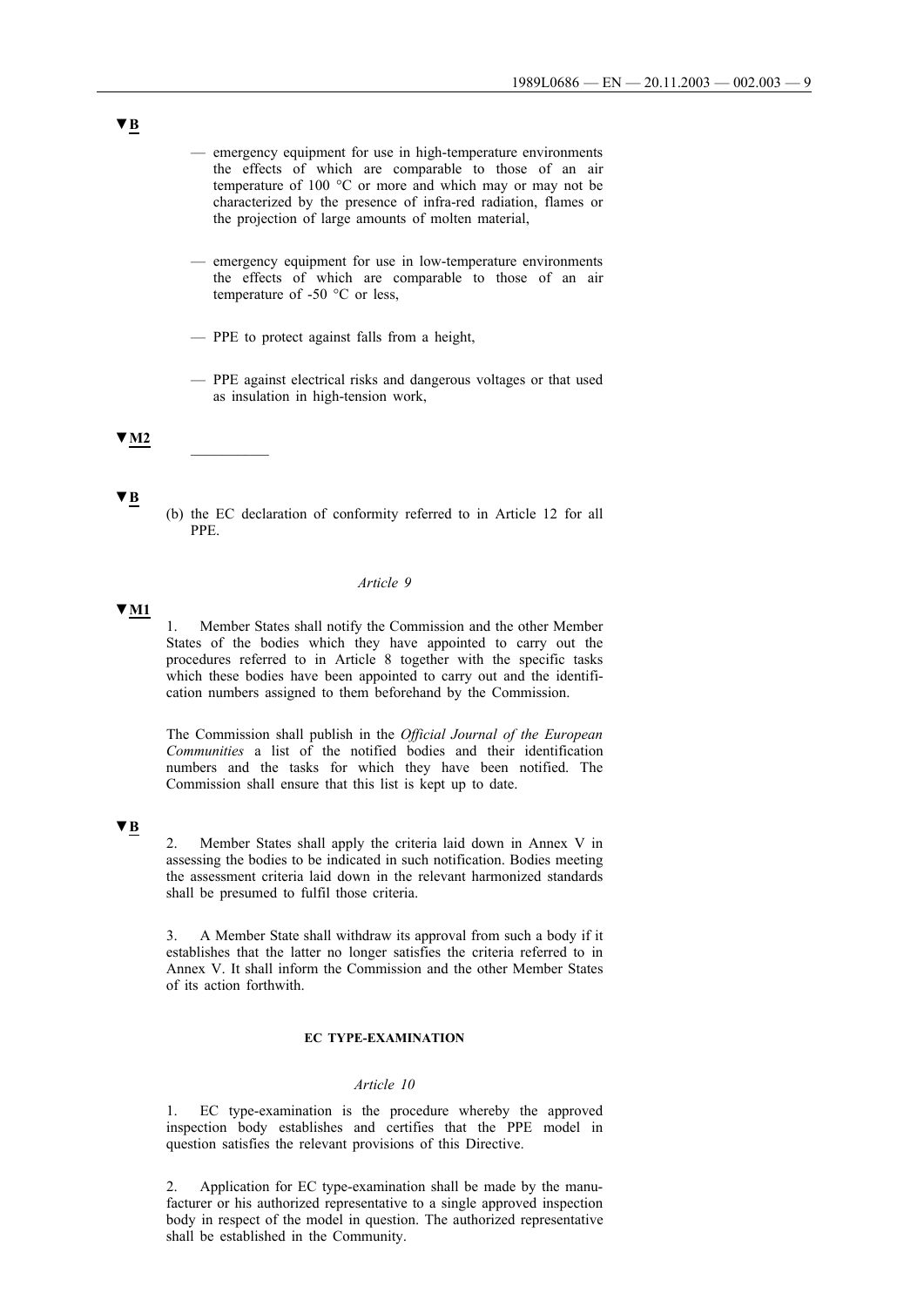▼B

— emergency equipment for use in high-temperature environments the effects of which are comparable to those of an air temperature of 100 °C or more and which may or may not be characterized by the presence of infra-red radiation, flames or the projection of large amounts of molten material,

— emergency equipment for use in low-temperature environments the effects of which are comparable to those of an air temperature of -50 °C or less,

— PPE to protect against falls from a height,

— PPE against electrical risks and dangerous voltages or that used as insulation in high-tension work,

▼M2

__________

▼B

(b) the EC declaration of conformity referred to in Article 12 for all PPE.

*Article 9*

▼M1

1. Member States shall notify the Commission and the other Member States of the bodies which they have appointed to carry out the procedures referred to in Article 8 together with the specific tasks which these bodies have been appointed to carry out and the identification numbers assigned to them beforehand by the Commission.

The Commission shall publish in the *Official Journal of the European Communities* a list of the notified bodies and their identification numbers and the tasks for which they have been notified. The Commission shall ensure that this list is kept up to date.

▼B

2. Member States shall apply the criteria laid down in Annex V in assessing the bodies to be indicated in such notification. Bodies meeting the assessment criteria laid down in the relevant harmonized standards shall be presumed to fulfil those criteria.

3. A Member State shall withdraw its approval from such a body if it establishes that the latter no longer satisfies the criteria referred to in Annex V. It shall inform the Commission and the other Member States of its action forthwith.

**EC TYPE-EXAMINATION**

*Article 10*

1. EC type-examination is the procedure whereby the approved inspection body establishes and certifies that the PPE model in question satisfies the relevant provisions of this Directive.

2. Application for EC type-examination shall be made by the manufacturer or his authorized representative to a single approved inspection body in respect of the model in question. The authorized representative shall be established in the Community.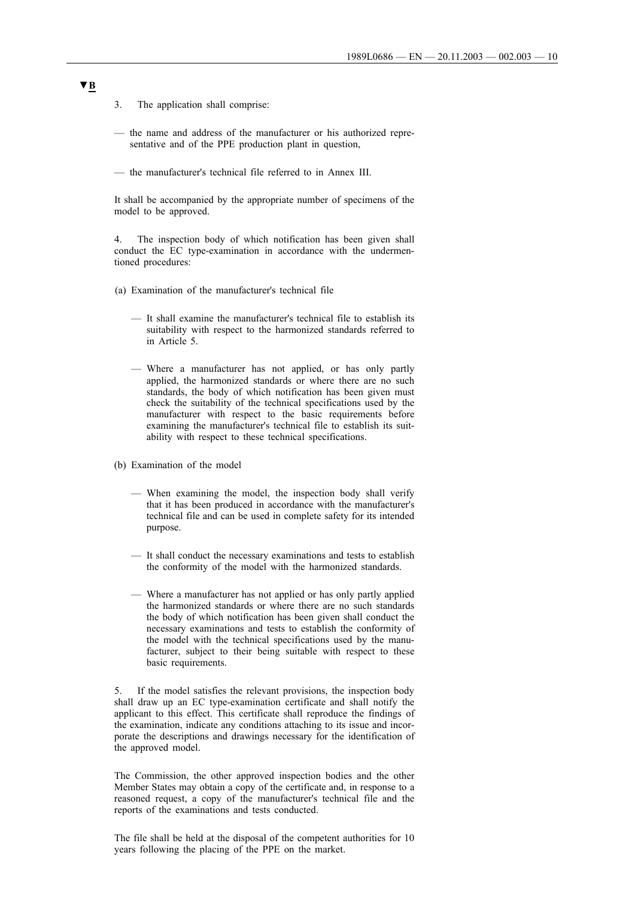▼B

3. The application shall comprise:

— the name and address of the manufacturer or his authorized representative and of the PPE production plant in question,

— the manufacturer's technical file referred to in Annex III.

It shall be accompanied by the appropriate number of specimens of the model to be approved.

4. The inspection body of which notification has been given shall conduct the EC type-examination in accordance with the undermentioned procedures:

(a) Examination of the manufacturer's technical file

— It shall examine the manufacturer's technical file to establish its suitability with respect to the harmonized standards referred to in Article 5.

— Where a manufacturer has not applied, or has only partly applied, the harmonized standards or where there are no such standards, the body of which notification has been given must check the suitability of the technical specifications used by the manufacturer with respect to the basic requirements before examining the manufacturer's technical file to establish its suitability with respect to these technical specifications.

(b) Examination of the model

— When examining the model, the inspection body shall verify that it has been produced in accordance with the manufacturer's technical file and can be used in complete safety for its intended purpose.

— It shall conduct the necessary examinations and tests to establish the conformity of the model with the harmonized standards.

— Where a manufacturer has not applied or has only partly applied the harmonized standards or where there are no such standards the body of which notification has been given shall conduct the necessary examinations and tests to establish the conformity of the model with the technical specifications used by the manufacturer, subject to their being suitable with respect to these basic requirements.

5. If the model satisfies the relevant provisions, the inspection body shall draw up an EC type-examination certificate and shall notify the applicant to this effect. This certificate shall reproduce the findings of the examination, indicate any conditions attaching to its issue and incorporate the descriptions and drawings necessary for the identification of the approved model.

The Commission, the other approved inspection bodies and the other Member States may obtain a copy of the certificate and, in response to a reasoned request, a copy of the manufacturer's technical file and the reports of the examinations and tests conducted.

The file shall be held at the disposal of the competent authorities for 10 years following the placing of the PPE on the market.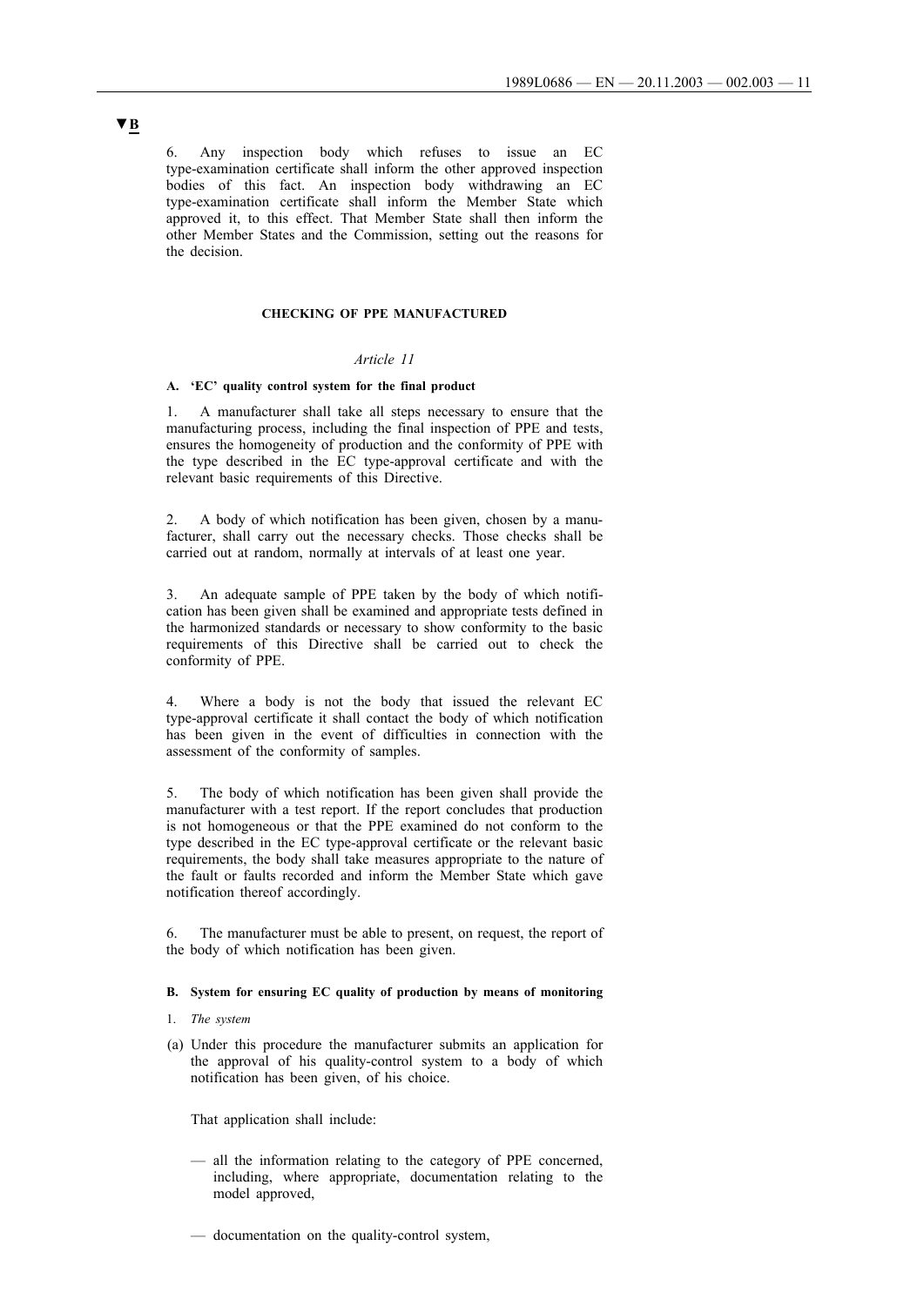▼B

6. Any inspection body which refuses to issue an EC type-examination certificate shall inform the other approved inspection bodies of this fact. An inspection body withdrawing an EC type-examination certificate shall inform the Member State which approved it, to this effect. That Member State shall then inform the other Member States and the Commission, setting out the reasons for the decision.

### CHECKING OF PPE MANUFACTURED

*Article 11*

**A. 'EC' quality control system for the final product**

1. A manufacturer shall take all steps necessary to ensure that the manufacturing process, including the final inspection of PPE and tests, ensures the homogeneity of production and the conformity of PPE with the type described in the EC type-approval certificate and with the relevant basic requirements of this Directive.

2. A body of which notification has been given, chosen by a manufacturer, shall carry out the necessary checks. Those checks shall be carried out at random, normally at intervals of at least one year.

3. An adequate sample of PPE taken by the body of which notification has been given shall be examined and appropriate tests defined in the harmonized standards or necessary to show conformity to the basic requirements of this Directive shall be carried out to check the conformity of PPE.

4. Where a body is not the body that issued the relevant EC type-approval certificate it shall contact the body of which notification has been given in the event of difficulties in connection with the assessment of the conformity of samples.

5. The body of which notification has been given shall provide the manufacturer with a test report. If the report concludes that production is not homogeneous or that the PPE examined do not conform to the type described in the EC type-approval certificate or the relevant basic requirements, the body shall take measures appropriate to the nature of the fault or faults recorded and inform the Member State which gave notification thereof accordingly.

6. The manufacturer must be able to present, on request, the report of the body of which notification has been given.

**B. System for ensuring EC quality of production by means of monitoring**

1. *The system*

(a) Under this procedure the manufacturer submits an application for the approval of his quality-control system to a body of which notification has been given, of his choice.

That application shall include:

— all the information relating to the category of PPE concerned, including, where appropriate, documentation relating to the model approved,

— documentation on the quality-control system,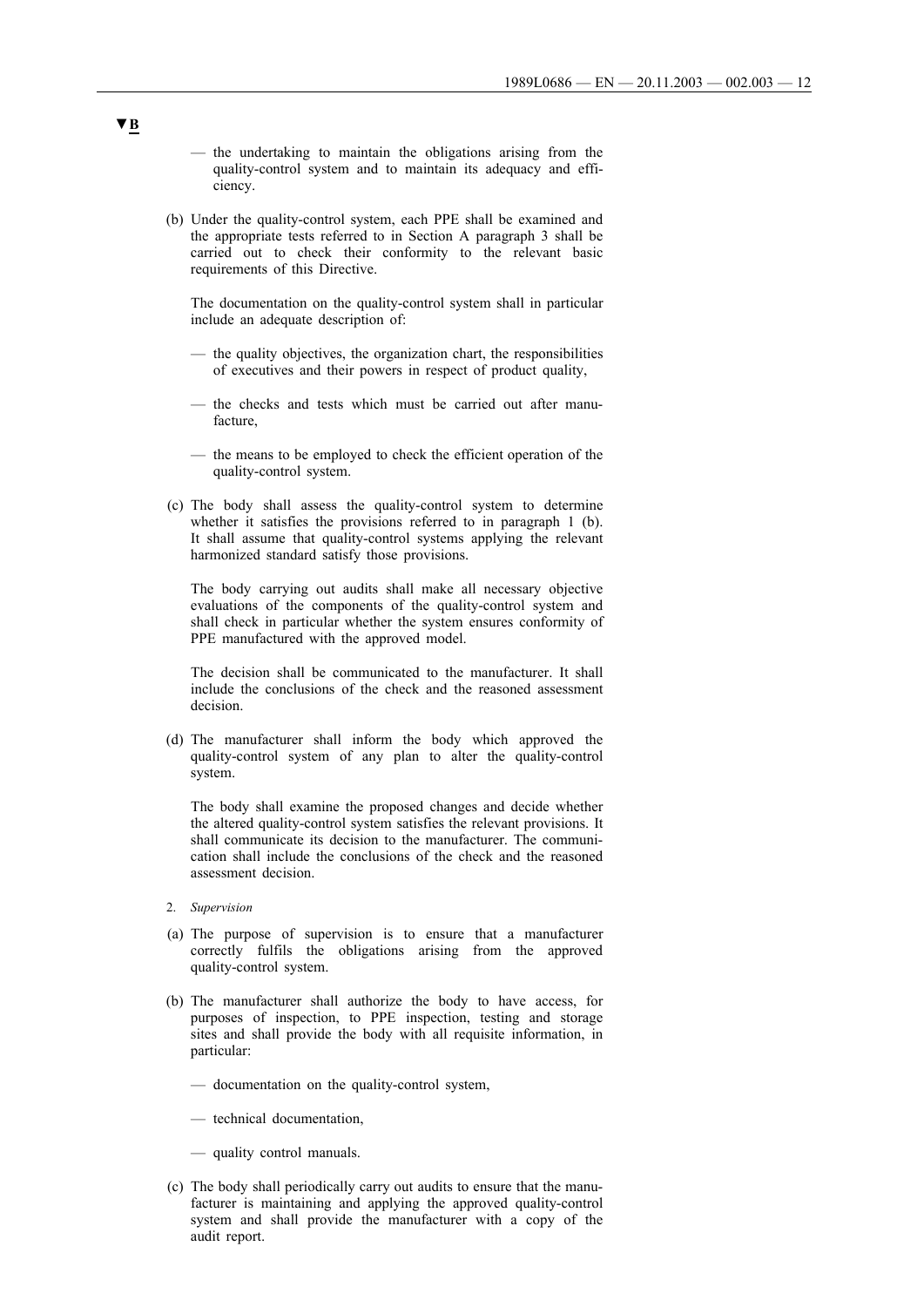▼B

— the undertaking to maintain the obligations arising from the quality-control system and to maintain its adequacy and efficiency.

(b) Under the quality-control system, each PPE shall be examined and the appropriate tests referred to in Section A paragraph 3 shall be carried out to check their conformity to the relevant basic requirements of this Directive.

The documentation on the quality-control system shall in particular include an adequate description of:

— the quality objectives, the organization chart, the responsibilities of executives and their powers in respect of product quality,

— the checks and tests which must be carried out after manufacture,

— the means to be employed to check the efficient operation of the quality-control system.

(c) The body shall assess the quality-control system to determine whether it satisfies the provisions referred to in paragraph 1 (b). It shall assume that quality-control systems applying the relevant harmonized standard satisfy those provisions.

The body carrying out audits shall make all necessary objective evaluations of the components of the quality-control system and shall check in particular whether the system ensures conformity of PPE manufactured with the approved model.

The decision shall be communicated to the manufacturer. It shall include the conclusions of the check and the reasoned assessment decision.

(d) The manufacturer shall inform the body which approved the quality-control system of any plan to alter the quality-control system.

The body shall examine the proposed changes and decide whether the altered quality-control system satisfies the relevant provisions. It shall communicate its decision to the manufacturer. The communication shall include the conclusions of the check and the reasoned assessment decision.

2. *Supervision*

(a) The purpose of supervision is to ensure that a manufacturer correctly fulfils the obligations arising from the approved quality-control system.

(b) The manufacturer shall authorize the body to have access, for purposes of inspection, to PPE inspection, testing and storage sites and shall provide the body with all requisite information, in particular:

— documentation on the quality-control system,

— technical documentation,

— quality control manuals.

(c) The body shall periodically carry out audits to ensure that the manufacturer is maintaining and applying the approved quality-control system and shall provide the manufacturer with a copy of the audit report.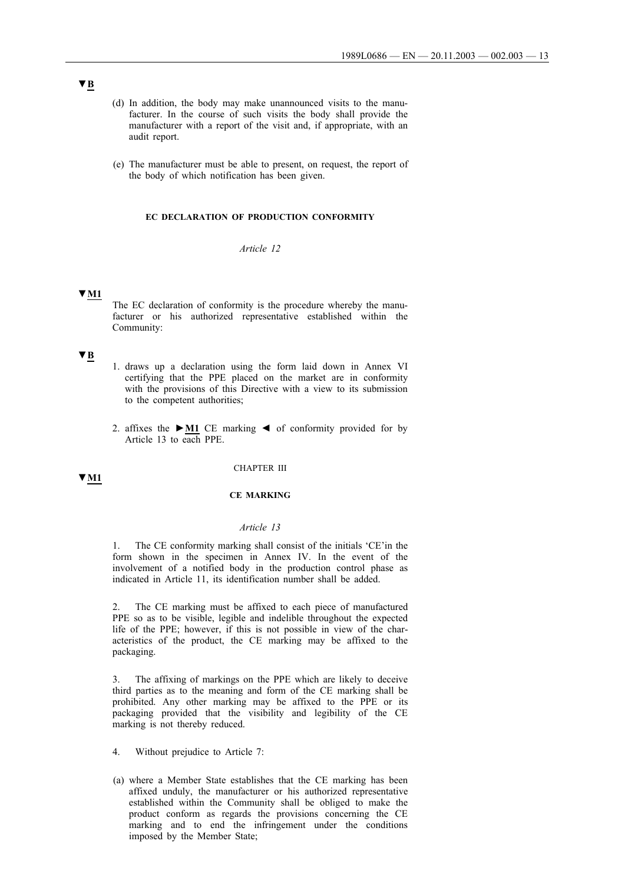▼B

(d) In addition, the body may make unannounced visits to the manufacturer. In the course of such visits the body shall provide the manufacturer with a report of the visit and, if appropriate, with an audit report.

(e) The manufacturer must be able to present, on request, the report of the body of which notification has been given.

**EC DECLARATION OF PRODUCTION CONFORMITY**

*Article 12*

▼M1

The EC declaration of conformity is the procedure whereby the manufacturer or his authorized representative established within the Community:

▼B

1. draws up a declaration using the form laid down in Annex VI certifying that the PPE placed on the market are in conformity with the provisions of this Directive with a view to its submission to the competent authorities;

2. affixes the ►M1 CE marking ◄ of conformity provided for by Article 13 to each PPE.

CHAPTER III

▼M1

**CE MARKING**

*Article 13*

1. The CE conformity marking shall consist of the initials 'CE'in the form shown in the specimen in Annex IV. In the event of the involvement of a notified body in the production control phase as indicated in Article 11, its identification number shall be added.

2. The CE marking must be affixed to each piece of manufactured PPE so as to be visible, legible and indelible throughout the expected life of the PPE; however, if this is not possible in view of the characteristics of the product, the CE marking may be affixed to the packaging.

3. The affixing of markings on the PPE which are likely to deceive third parties as to the meaning and form of the CE marking shall be prohibited. Any other marking may be affixed to the PPE or its packaging provided that the visibility and legibility of the CE marking is not thereby reduced.

4. Without prejudice to Article 7:

(a) where a Member State establishes that the CE marking has been affixed unduly, the manufacturer or his authorized representative established within the Community shall be obliged to make the product conform as regards the provisions concerning the CE marking and to end the infringement under the conditions imposed by the Member State;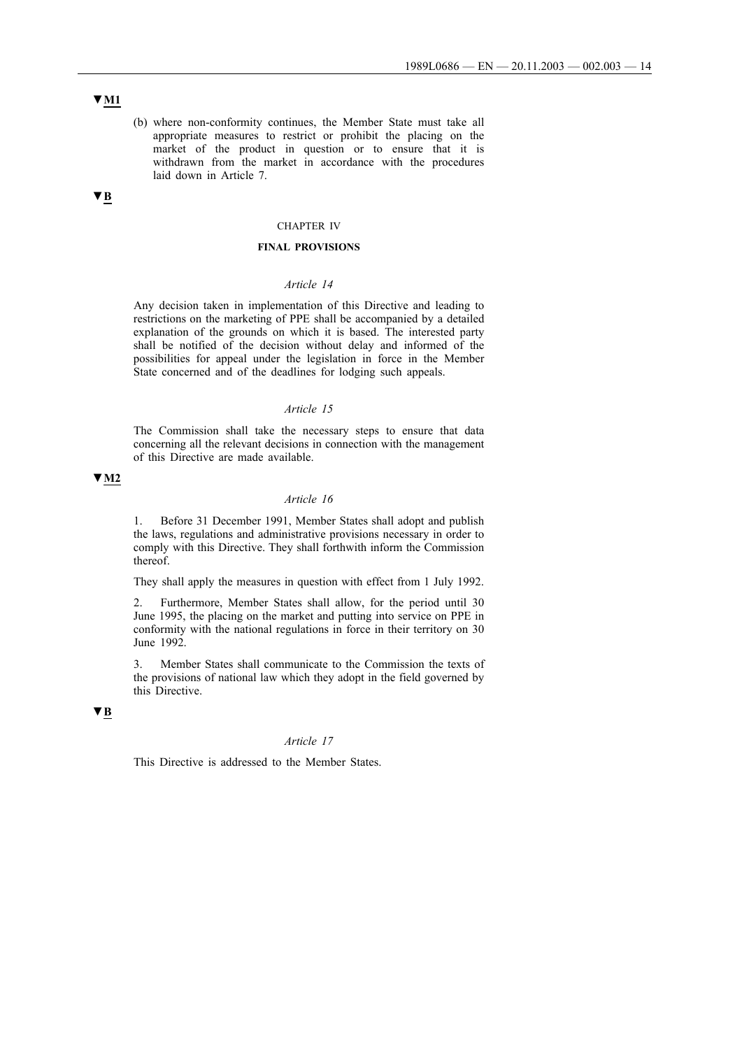▼M1

(b) where non-conformity continues, the Member State must take all appropriate measures to restrict or prohibit the placing on the market of the product in question or to ensure that it is withdrawn from the market in accordance with the procedures laid down in Article 7.

▼B

CHAPTER IV

**FINAL PROVISIONS**

*Article 14*

Any decision taken in implementation of this Directive and leading to restrictions on the marketing of PPE shall be accompanied by a detailed explanation of the grounds on which it is based. The interested party shall be notified of the decision without delay and informed of the possibilities for appeal under the legislation in force in the Member State concerned and of the deadlines for lodging such appeals.

*Article 15*

The Commission shall take the necessary steps to ensure that data concerning all the relevant decisions in connection with the management of this Directive are made available.

▼M2

*Article 16*

1. Before 31 December 1991, Member States shall adopt and publish the laws, regulations and administrative provisions necessary in order to comply with this Directive. They shall forthwith inform the Commission thereof.

They shall apply the measures in question with effect from 1 July 1992.

2. Furthermore, Member States shall allow, for the period until 30 June 1995, the placing on the market and putting into service on PPE in conformity with the national regulations in force in their territory on 30 June 1992.

3. Member States shall communicate to the Commission the texts of the provisions of national law which they adopt in the field governed by this Directive.

▼B

*Article 17*

This Directive is addressed to the Member States.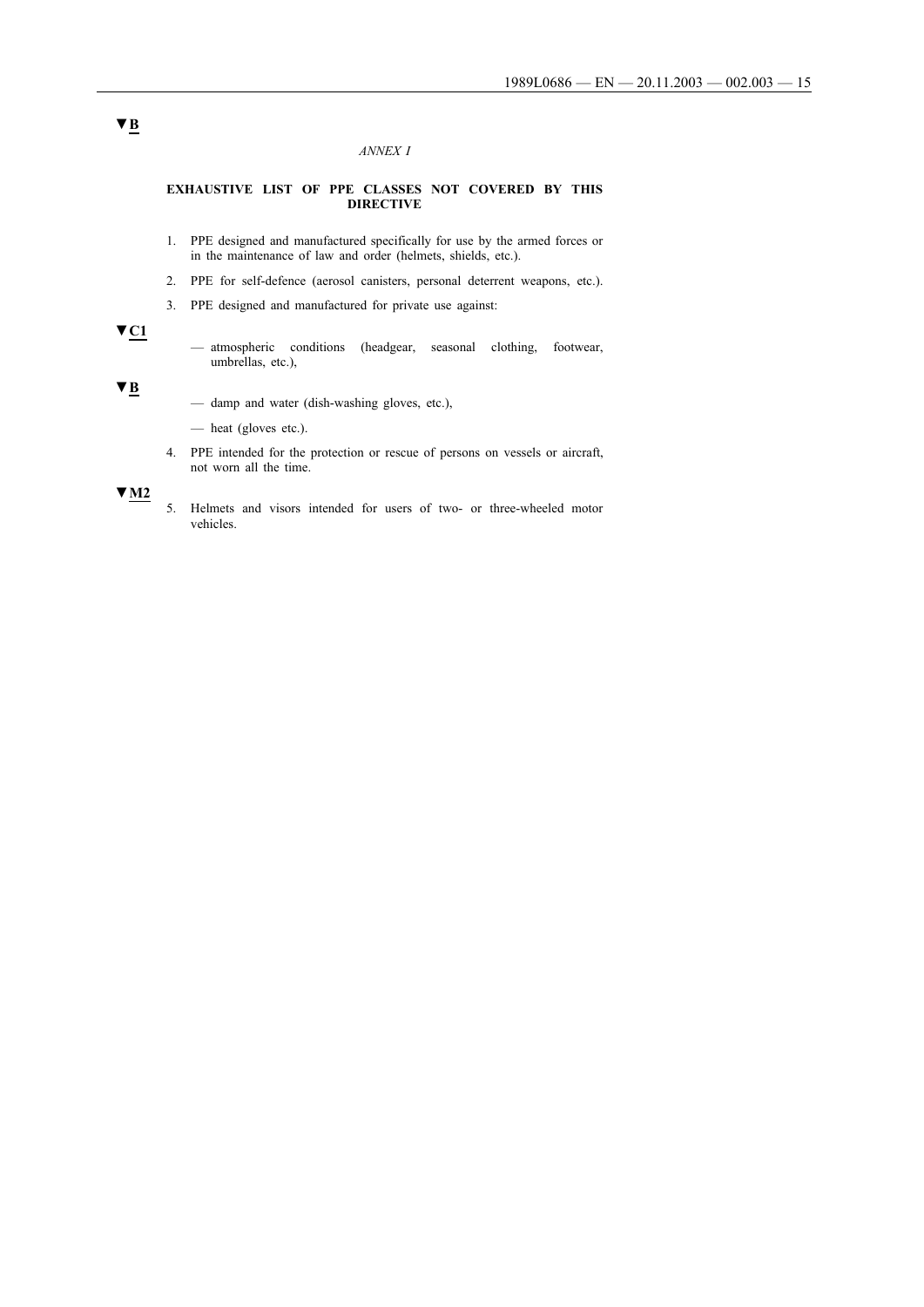▼B

*ANNEX I*

**EXHAUSTIVE LIST OF PPE CLASSES NOT COVERED BY THIS DIRECTIVE**

1. PPE designed and manufactured specifically for use by the armed forces or in the maintenance of law and order (helmets, shields, etc.).

2. PPE for self-defence (aerosol canisters, personal deterrent weapons, etc.).

3. PPE designed and manufactured for private use against:

▼C1

— atmospheric conditions (headgear, seasonal clothing, footwear, umbrellas, etc.),

▼B

— damp and water (dish-washing gloves, etc.),

— heat (gloves etc.).

4. PPE intended for the protection or rescue of persons on vessels or aircraft, not worn all the time.

▼M2

5. Helmets and visors intended for users of two- or three-wheeled motor vehicles.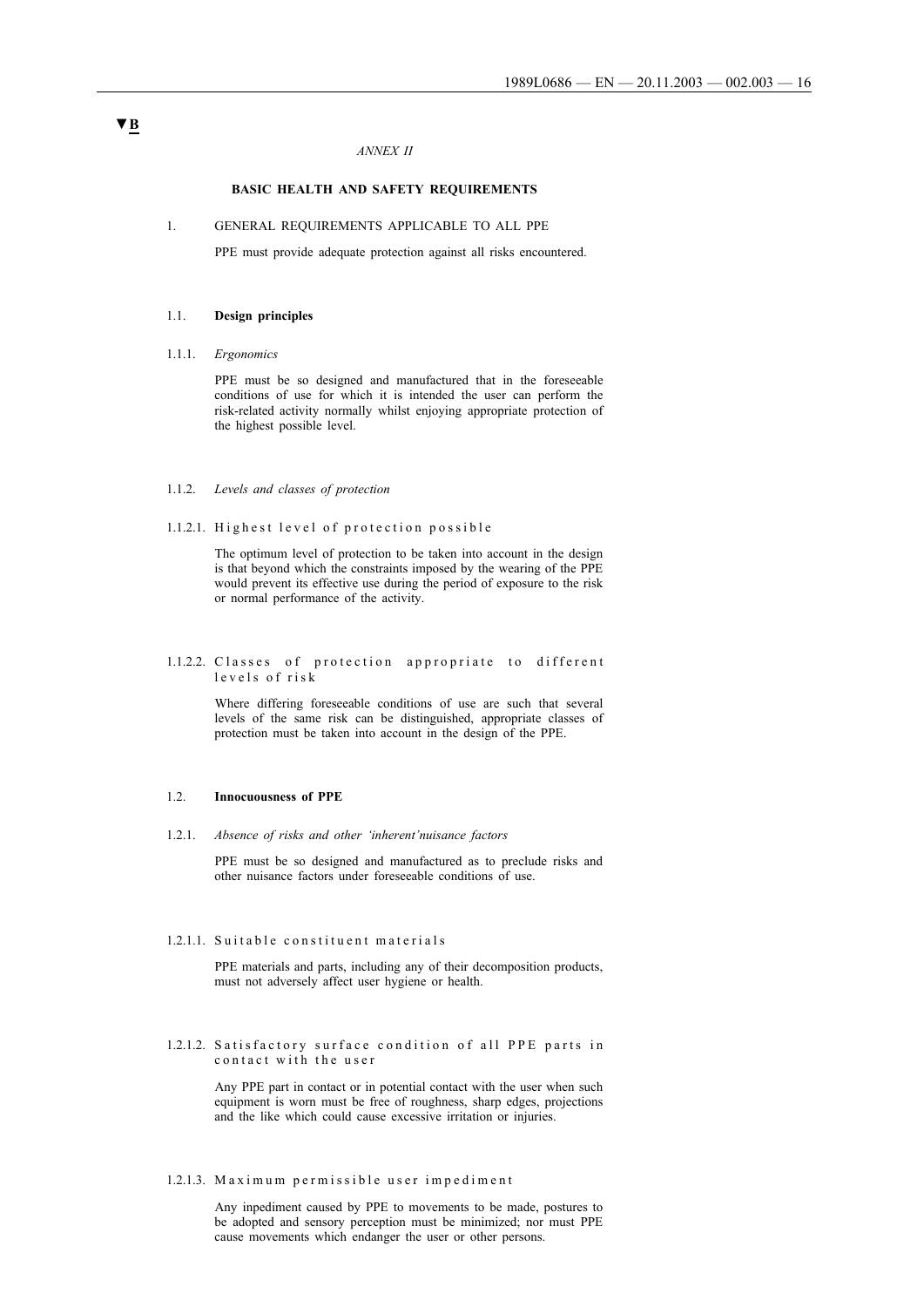▼B

*ANNEX II*

**BASIC HEALTH AND SAFETY REQUIREMENTS**

1. GENERAL REQUIREMENTS APPLICABLE TO ALL PPE

PPE must provide adequate protection against all risks encountered.

1.1. **Design principles**

1.1.1. *Ergonomics*

PPE must be so designed and manufactured that in the foreseeable conditions of use for which it is intended the user can perform the risk-related activity normally whilst enjoying appropriate protection of the highest possible level.

1.1.2. *Levels and classes of protection*

1.1.2.1. Highest level of protection possible

The optimum level of protection to be taken into account in the design is that beyond which the constraints imposed by the wearing of the PPE would prevent its effective use during the period of exposure to the risk or normal performance of the activity.

1.1.2.2. Classes of protection appropriate to different levels of risk

Where differing foreseeable conditions of use are such that several levels of the same risk can be distinguished, appropriate classes of protection must be taken into account in the design of the PPE.

1.2. **Innocuousness of PPE**

1.2.1. *Absence of risks and other 'inherent'nuisance factors*

PPE must be so designed and manufactured as to preclude risks and other nuisance factors under foreseeable conditions of use.

1.2.1.1. Suitable constituent materials

PPE materials and parts, including any of their decomposition products, must not adversely affect user hygiene or health.

1.2.1.2. Satisfactory surface condition of all PPE parts in contact with the user

Any PPE part in contact or in potential contact with the user when such equipment is worn must be free of roughness, sharp edges, projections and the like which could cause excessive irritation or injuries.

1.2.1.3. Maximum permissible user impediment

Any inpediment caused by PPE to movements to be made, postures to be adopted and sensory perception must be minimized; nor must PPE cause movements which endanger the user or other persons.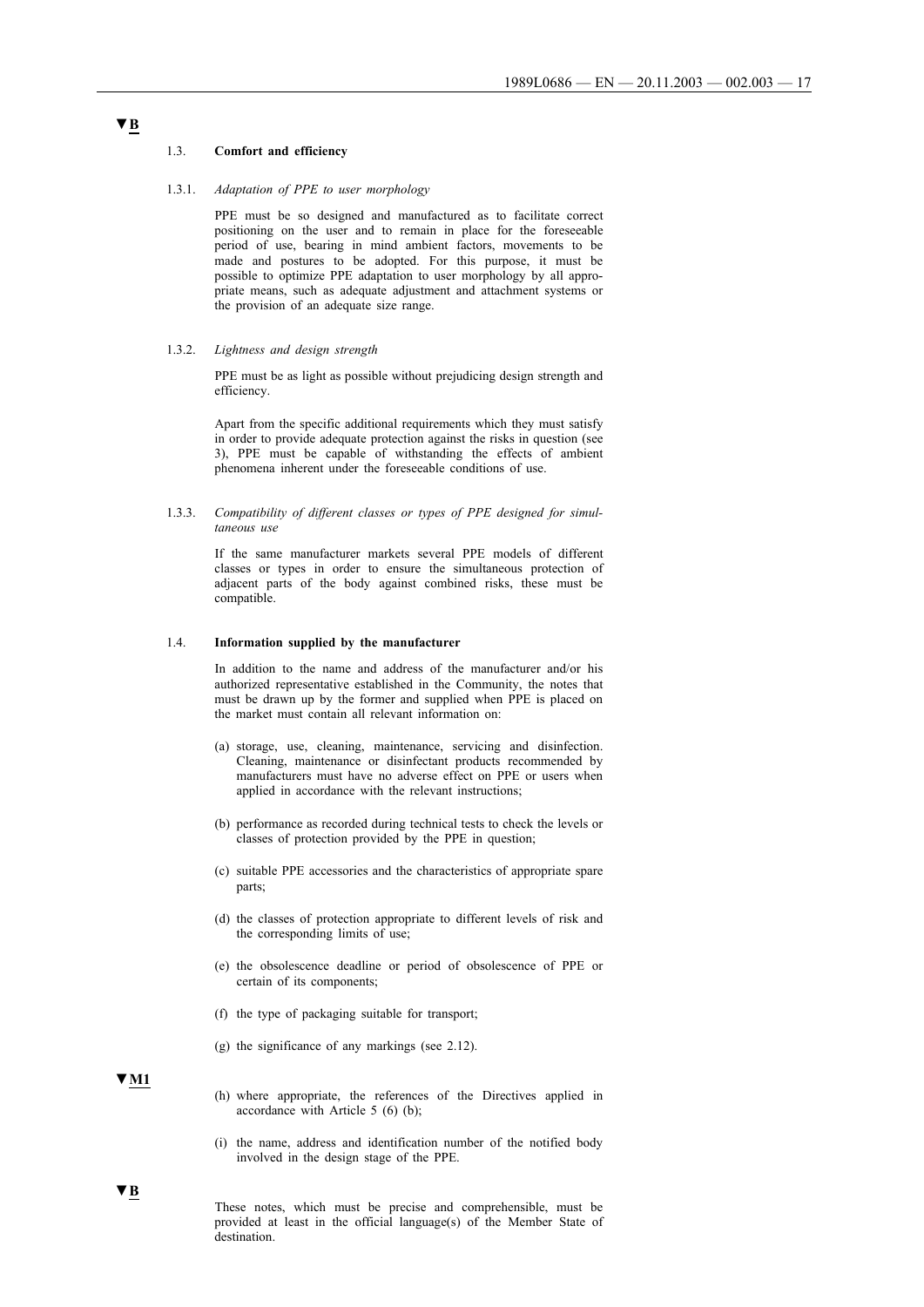▼B

### 1.3. **Comfort and efficiency**

#### 1.3.1. *Adaptation of PPE to user morphology*

PPE must be so designed and manufactured as to facilitate correct positioning on the user and to remain in place for the foreseeable period of use, bearing in mind ambient factors, movements to be made and postures to be adopted. For this purpose, it must be possible to optimize PPE adaptation to user morphology by all appropriate means, such as adequate adjustment and attachment systems or the provision of an adequate size range.

#### 1.3.2. *Lightness and design strength*

PPE must be as light as possible without prejudicing design strength and efficiency.

Apart from the specific additional requirements which they must satisfy in order to provide adequate protection against the risks in question (see 3), PPE must be capable of withstanding the effects of ambient phenomena inherent under the foreseeable conditions of use.

#### 1.3.3. *Compatibility of different classes or types of PPE designed for simultaneous use*

If the same manufacturer markets several PPE models of different classes or types in order to ensure the simultaneous protection of adjacent parts of the body against combined risks, these must be compatible.

### 1.4. **Information supplied by the manufacturer**

In addition to the name and address of the manufacturer and/or his authorized representative established in the Community, the notes that must be drawn up by the former and supplied when PPE is placed on the market must contain all relevant information on:

(a) storage, use, cleaning, maintenance, servicing and disinfection. Cleaning, maintenance or disinfectant products recommended by manufacturers must have no adverse effect on PPE or users when applied in accordance with the relevant instructions;

(b) performance as recorded during technical tests to check the levels or classes of protection provided by the PPE in question;

(c) suitable PPE accessories and the characteristics of appropriate spare parts;

(d) the classes of protection appropriate to different levels of risk and the corresponding limits of use;

(e) the obsolescence deadline or period of obsolescence of PPE or certain of its components;

(f) the type of packaging suitable for transport;

(g) the significance of any markings (see 2.12).

▼M1

(h) where appropriate, the references of the Directives applied in accordance with Article 5 (6) (b);

(i) the name, address and identification number of the notified body involved in the design stage of the PPE.

▼B

These notes, which must be precise and comprehensible, must be provided at least in the official language(s) of the Member State of destination.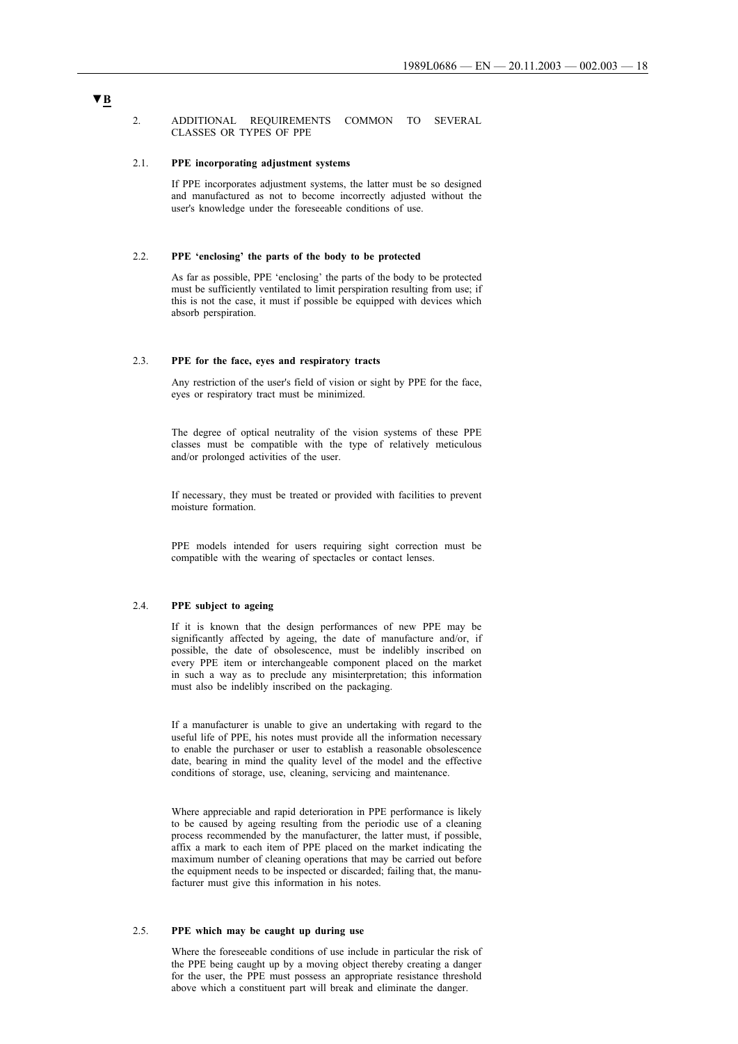▼B

2. ADDITIONAL REQUIREMENTS COMMON TO SEVERAL CLASSES OR TYPES OF PPE

2.1. **PPE incorporating adjustment systems**

If PPE incorporates adjustment systems, the latter must be so designed and manufactured as not to become incorrectly adjusted without the user's knowledge under the foreseeable conditions of use.

2.2. **PPE 'enclosing' the parts of the body to be protected**

As far as possible, PPE 'enclosing' the parts of the body to be protected must be sufficiently ventilated to limit perspiration resulting from use; if this is not the case, it must if possible be equipped with devices which absorb perspiration.

2.3. **PPE for the face, eyes and respiratory tracts**

Any restriction of the user's field of vision or sight by PPE for the face, eyes or respiratory tract must be minimized.

The degree of optical neutrality of the vision systems of these PPE classes must be compatible with the type of relatively meticulous and/or prolonged activities of the user.

If necessary, they must be treated or provided with facilities to prevent moisture formation.

PPE models intended for users requiring sight correction must be compatible with the wearing of spectacles or contact lenses.

2.4. **PPE subject to ageing**

If it is known that the design performances of new PPE may be significantly affected by ageing, the date of manufacture and/or, if possible, the date of obsolescence, must be indelibly inscribed on every PPE item or interchangeable component placed on the market in such a way as to preclude any misinterpretation; this information must also be indelibly inscribed on the packaging.

If a manufacturer is unable to give an undertaking with regard to the useful life of PPE, his notes must provide all the information necessary to enable the purchaser or user to establish a reasonable obsolescence date, bearing in mind the quality level of the model and the effective conditions of storage, use, cleaning, servicing and maintenance.

Where appreciable and rapid deterioration in PPE performance is likely to be caused by ageing resulting from the periodic use of a cleaning process recommended by the manufacturer, the latter must, if possible, affix a mark to each item of PPE placed on the market indicating the maximum number of cleaning operations that may be carried out before the equipment needs to be inspected or discarded; failing that, the manufacturer must give this information in his notes.

2.5. **PPE which may be caught up during use**

Where the foreseeable conditions of use include in particular the risk of the PPE being caught up by a moving object thereby creating a danger for the user, the PPE must possess an appropriate resistance threshold above which a constituent part will break and eliminate the danger.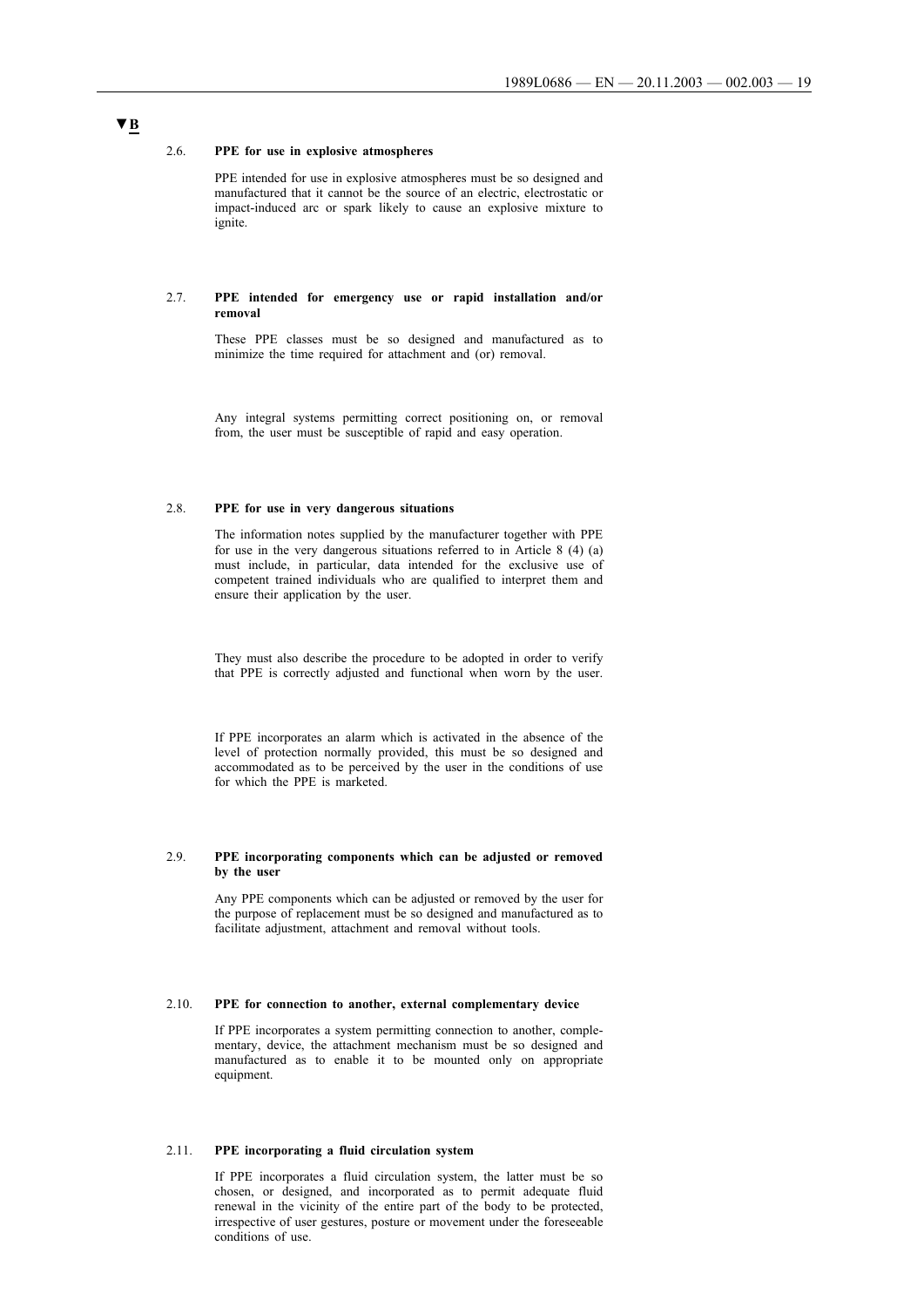▼B

### 2.6. PPE for use in explosive atmospheres

PPE intended for use in explosive atmospheres must be so designed and manufactured that it cannot be the source of an electric, electrostatic or impact-induced arc or spark likely to cause an explosive mixture to ignite.

### 2.7. PPE intended for emergency use or rapid installation and/or removal

These PPE classes must be so designed and manufactured as to minimize the time required for attachment and (or) removal.

Any integral systems permitting correct positioning on, or removal from, the user must be susceptible of rapid and easy operation.

### 2.8. PPE for use in very dangerous situations

The information notes supplied by the manufacturer together with PPE for use in the very dangerous situations referred to in Article 8 (4) (a) must include, in particular, data intended for the exclusive use of competent trained individuals who are qualified to interpret them and ensure their application by the user.

They must also describe the procedure to be adopted in order to verify that PPE is correctly adjusted and functional when worn by the user.

If PPE incorporates an alarm which is activated in the absence of the level of protection normally provided, this must be so designed and accommodated as to be perceived by the user in the conditions of use for which the PPE is marketed.

### 2.9. PPE incorporating components which can be adjusted or removed by the user

Any PPE components which can be adjusted or removed by the user for the purpose of replacement must be so designed and manufactured as to facilitate adjustment, attachment and removal without tools.

### 2.10. PPE for connection to another, external complementary device

If PPE incorporates a system permitting connection to another, complementary, device, the attachment mechanism must be so designed and manufactured as to enable it to be mounted only on appropriate equipment.

### 2.11. PPE incorporating a fluid circulation system

If PPE incorporates a fluid circulation system, the latter must be so chosen, or designed, and incorporated as to permit adequate fluid renewal in the vicinity of the entire part of the body to be protected, irrespective of user gestures, posture or movement under the foreseeable conditions of use.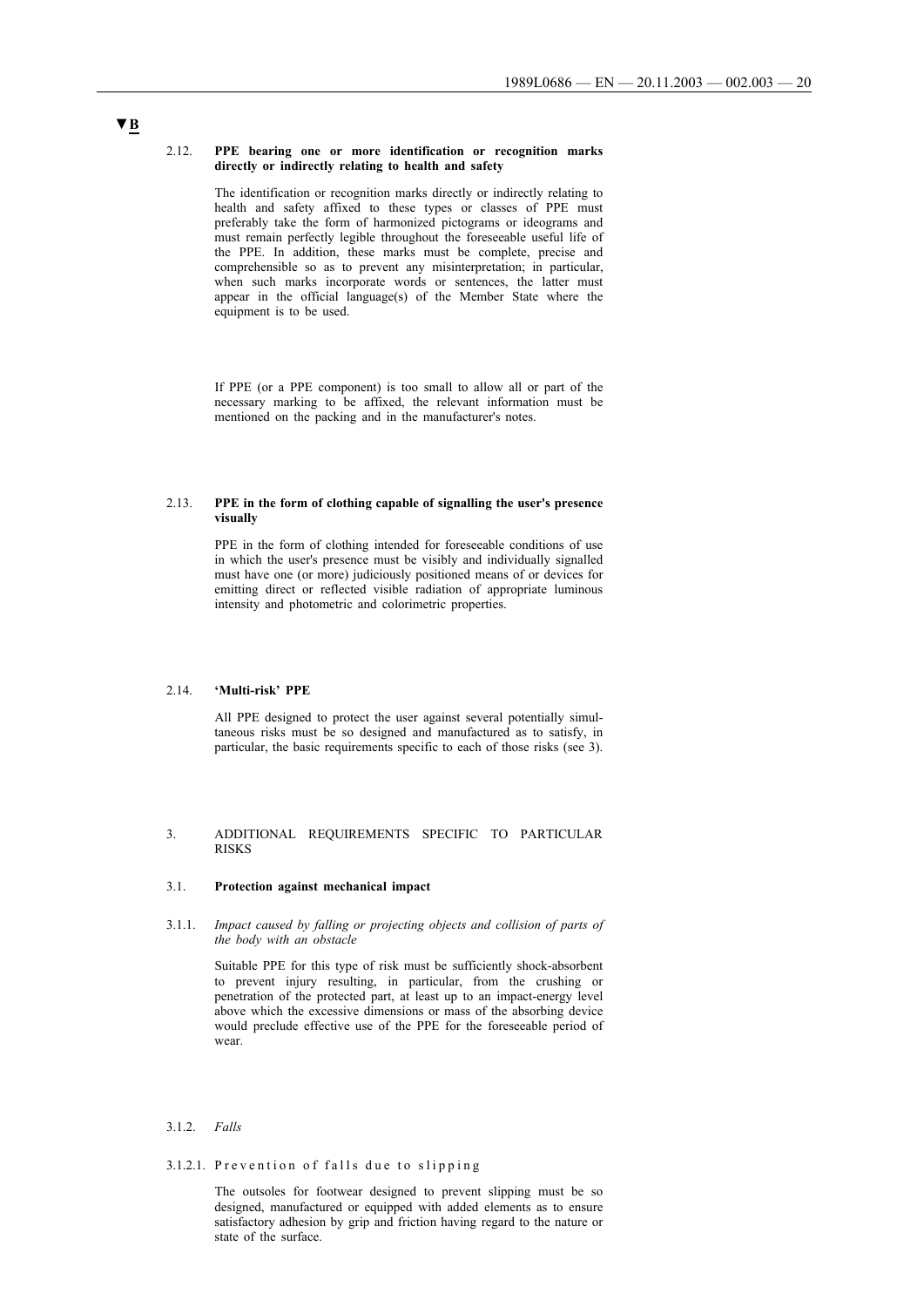▼B

### 2.12. PPE bearing one or more identification or recognition marks directly or indirectly relating to health and safety

The identification or recognition marks directly or indirectly relating to health and safety affixed to these types or classes of PPE must preferably take the form of harmonized pictograms or ideograms and must remain perfectly legible throughout the foreseeable useful life of the PPE. In addition, these marks must be complete, precise and comprehensible so as to prevent any misinterpretation; in particular, when such marks incorporate words or sentences, the latter must appear in the official language(s) of the Member State where the equipment is to be used.

If PPE (or a PPE component) is too small to allow all or part of the necessary marking to be affixed, the relevant information must be mentioned on the packing and in the manufacturer's notes.

### 2.13. PPE in the form of clothing capable of signalling the user's presence visually

PPE in the form of clothing intended for foreseeable conditions of use in which the user's presence must be visibly and individually signalled must have one (or more) judiciously positioned means of or devices for emitting direct or reflected visible radiation of appropriate luminous intensity and photometric and colorimetric properties.

### 2.14. 'Multi-risk' PPE

All PPE designed to protect the user against several potentially simultaneous risks must be so designed and manufactured as to satisfy, in particular, the basic requirements specific to each of those risks (see 3).

## 3. ADDITIONAL REQUIREMENTS SPECIFIC TO PARTICULAR RISKS

### 3.1. Protection against mechanical impact

#### 3.1.1. *Impact caused by falling or projecting objects and collision of parts of the body with an obstacle*

Suitable PPE for this type of risk must be sufficiently shock-absorbent to prevent injury resulting, in particular, from the crushing or penetration of the protected part, at least up to an impact-energy level above which the excessive dimensions or mass of the absorbing device would preclude effective use of the PPE for the foreseeable period of wear.

#### 3.1.2. *Falls*

##### 3.1.2.1. Prevention of falls due to slipping

The outsoles for footwear designed to prevent slipping must be so designed, manufactured or equipped with added elements as to ensure satisfactory adhesion by grip and friction having regard to the nature or state of the surface.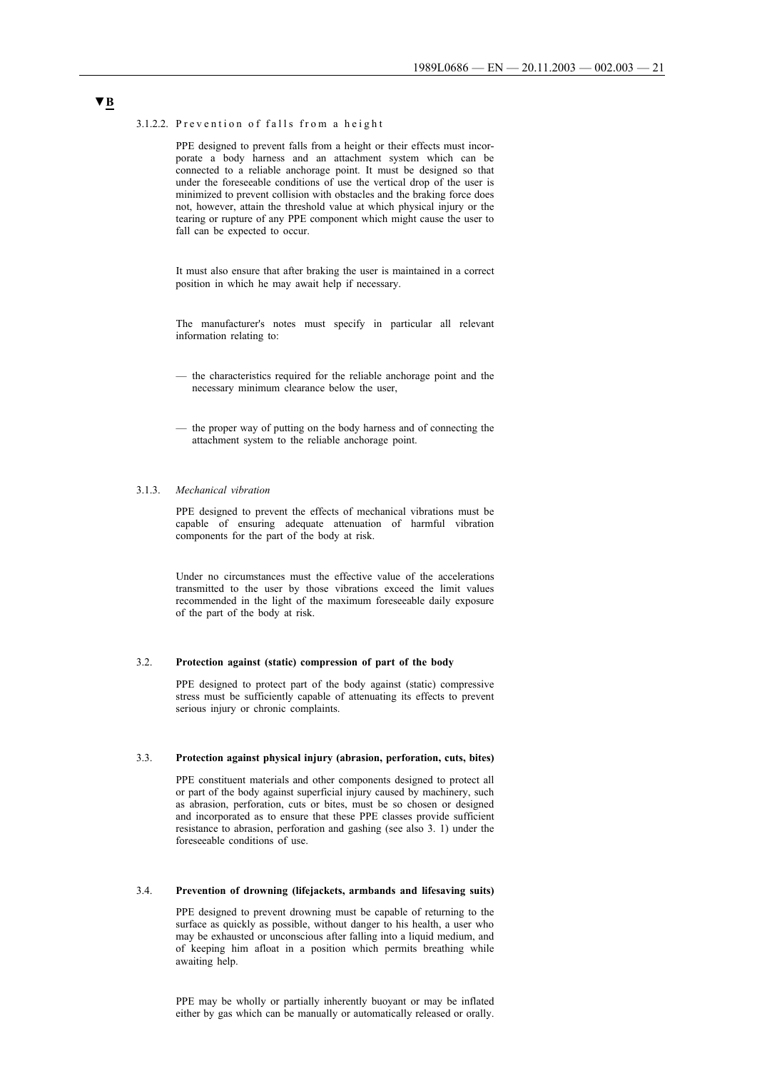**▼B**

3.1.2.2. Prevention of falls from a height

PPE designed to prevent falls from a height or their effects must incorporate a body harness and an attachment system which can be connected to a reliable anchorage point. It must be designed so that under the foreseeable conditions of use the vertical drop of the user is minimized to prevent collision with obstacles and the braking force does not, however, attain the threshold value at which physical injury or the tearing or rupture of any PPE component which might cause the user to fall can be expected to occur.

It must also ensure that after braking the user is maintained in a correct position in which he may await help if necessary.

The manufacturer's notes must specify in particular all relevant information relating to:

— the characteristics required for the reliable anchorage point and the necessary minimum clearance below the user,

— the proper way of putting on the body harness and of connecting the attachment system to the reliable anchorage point.

3.1.3. *Mechanical vibration*

PPE designed to prevent the effects of mechanical vibrations must be capable of ensuring adequate attenuation of harmful vibration components for the part of the body at risk.

Under no circumstances must the effective value of the accelerations transmitted to the user by those vibrations exceed the limit values recommended in the light of the maximum foreseeable daily exposure of the part of the body at risk.

### 3.2. Protection against (static) compression of part of the body

PPE designed to protect part of the body against (static) compressive stress must be sufficiently capable of attenuating its effects to prevent serious injury or chronic complaints.

### 3.3. Protection against physical injury (abrasion, perforation, cuts, bites)

PPE constituent materials and other components designed to protect all or part of the body against superficial injury caused by machinery, such as abrasion, perforation, cuts or bites, must be so chosen or designed and incorporated as to ensure that these PPE classes provide sufficient resistance to abrasion, perforation and gashing (see also 3. 1) under the foreseeable conditions of use.

### 3.4. Prevention of drowning (lifejackets, armbands and lifesaving suits)

PPE designed to prevent drowning must be capable of returning to the surface as quickly as possible, without danger to his health, a user who may be exhausted or unconscious after falling into a liquid medium, and of keeping him afloat in a position which permits breathing while awaiting help.

PPE may be wholly or partially inherently buoyant or may be inflated either by gas which can be manually or automatically released or orally.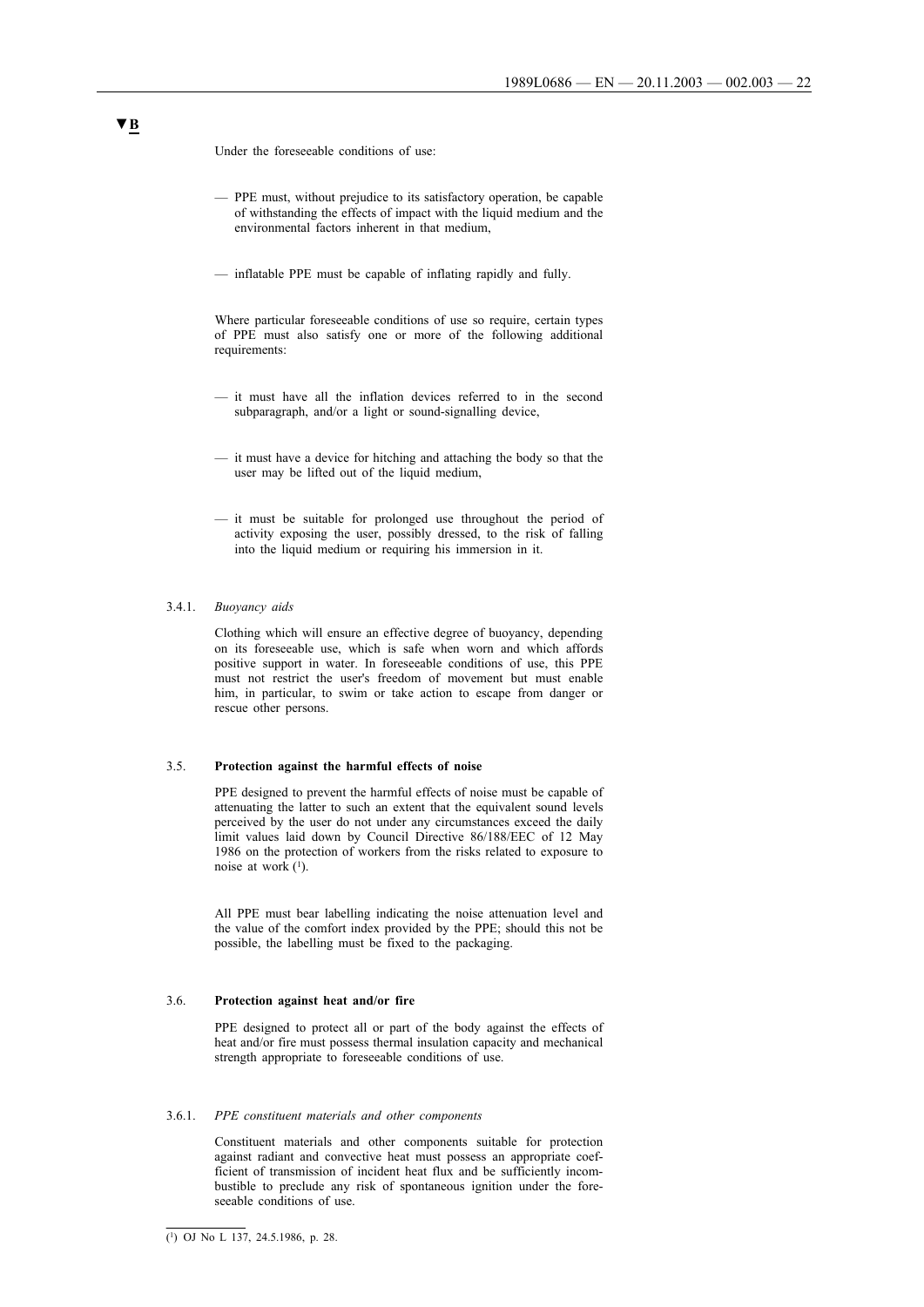▼B

Under the foreseeable conditions of use:

— PPE must, without prejudice to its satisfactory operation, be capable of withstanding the effects of impact with the liquid medium and the environmental factors inherent in that medium,

— inflatable PPE must be capable of inflating rapidly and fully.

Where particular foreseeable conditions of use so require, certain types of PPE must also satisfy one or more of the following additional requirements:

— it must have all the inflation devices referred to in the second subparagraph, and/or a light or sound-signalling device,

— it must have a device for hitching and attaching the body so that the user may be lifted out of the liquid medium,

— it must be suitable for prolonged use throughout the period of activity exposing the user, possibly dressed, to the risk of falling into the liquid medium or requiring his immersion in it.

3.4.1. *Buoyancy aids*

Clothing which will ensure an effective degree of buoyancy, depending on its foreseeable use, which is safe when worn and which affords positive support in water. In foreseeable conditions of use, this PPE must not restrict the user's freedom of movement but must enable him, in particular, to swim or take action to escape from danger or rescue other persons.

3.5. **Protection against the harmful effects of noise**

PPE designed to prevent the harmful effects of noise must be capable of attenuating the latter to such an extent that the equivalent sound levels perceived by the user do not under any circumstances exceed the daily limit values laid down by Council Directive 86/188/EEC of 12 May 1986 on the protection of workers from the risks related to exposure to noise at work [1].

All PPE must bear labelling indicating the noise attenuation level and the value of the comfort index provided by the PPE; should this not be possible, the labelling must be fixed to the packaging.

3.6. **Protection against heat and/or fire**

PPE designed to protect all or part of the body against the effects of heat and/or fire must possess thermal insulation capacity and mechanical strength appropriate to foreseeable conditions of use.

3.6.1. *PPE constituent materials and other components*

Constituent materials and other components suitable for protection against radiant and convective heat must possess an appropriate coefficient of transmission of incident heat flux and be sufficiently incombustible to preclude any risk of spontaneous ignition under the foreseeable conditions of use.

---

[1] OJ No L 137, 24.5.1986, p. 28.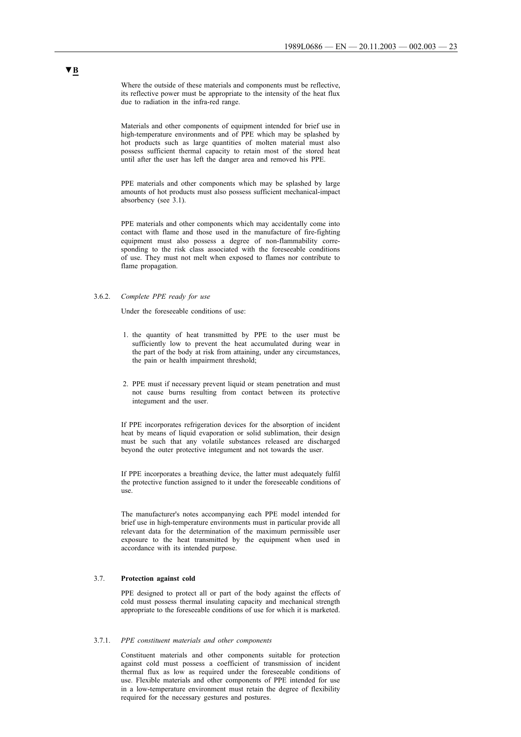▼B

Where the outside of these materials and components must be reflective, its reflective power must be appropriate to the intensity of the heat flux due to radiation in the infra-red range.

Materials and other components of equipment intended for brief use in high-temperature environments and of PPE which may be splashed by hot products such as large quantities of molten material must also possess sufficient thermal capacity to retain most of the stored heat until after the user has left the danger area and removed his PPE.

PPE materials and other components which may be splashed by large amounts of hot products must also possess sufficient mechanical-impact absorbency (see 3.1).

PPE materials and other components which may accidentally come into contact with flame and those used in the manufacture of fire-fighting equipment must also possess a degree of non-flammability corresponding to the risk class associated with the foreseeable conditions of use. They must not melt when exposed to flames nor contribute to flame propagation.

3.6.2. *Complete PPE ready for use*

Under the foreseeable conditions of use:

1. the quantity of heat transmitted by PPE to the user must be sufficiently low to prevent the heat accumulated during wear in the part of the body at risk from attaining, under any circumstances, the pain or health impairment threshold;

2. PPE must if necessary prevent liquid or steam penetration and must not cause burns resulting from contact between its protective integument and the user.

If PPE incorporates refrigeration devices for the absorption of incident heat by means of liquid evaporation or solid sublimation, their design must be such that any volatile substances released are discharged beyond the outer protective integument and not towards the user.

If PPE incorporates a breathing device, the latter must adequately fulfil the protective function assigned to it under the foreseeable conditions of use.

The manufacturer's notes accompanying each PPE model intended for brief use in high-temperature environments must in particular provide all relevant data for the determination of the maximum permissible user exposure to the heat transmitted by the equipment when used in accordance with its intended purpose.

3.7. **Protection against cold**

PPE designed to protect all or part of the body against the effects of cold must possess thermal insulating capacity and mechanical strength appropriate to the foreseeable conditions of use for which it is marketed.

3.7.1. *PPE constituent materials and other components*

Constituent materials and other components suitable for protection against cold must possess a coefficient of transmission of incident thermal flux as low as required under the foreseeable conditions of use. Flexible materials and other components of PPE intended for use in a low-temperature environment must retain the degree of flexibility required for the necessary gestures and postures.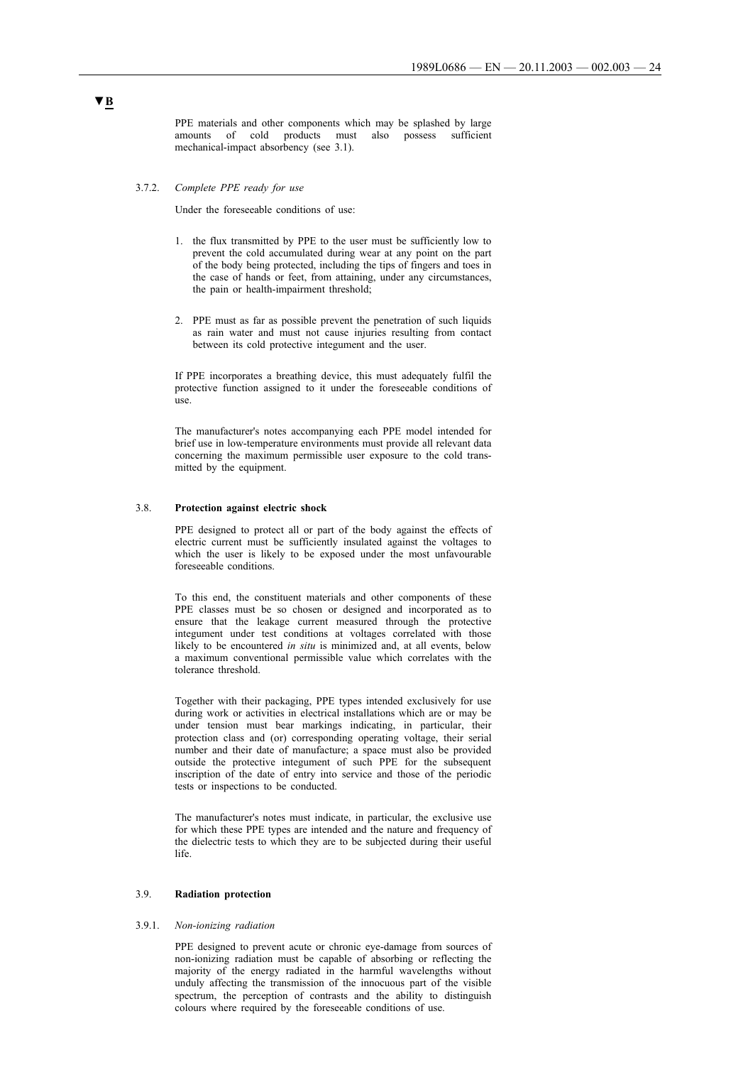▼B

PPE materials and other components which may be splashed by large amounts of cold products must also possess sufficient mechanical-impact absorbency (see 3.1).

3.7.2. *Complete PPE ready for use*

Under the foreseeable conditions of use:

1. the flux transmitted by PPE to the user must be sufficiently low to prevent the cold accumulated during wear at any point on the part of the body being protected, including the tips of fingers and toes in the case of hands or feet, from attaining, under any circumstances, the pain or health-impairment threshold;

2. PPE must as far as possible prevent the penetration of such liquids as rain water and must not cause injuries resulting from contact between its cold protective integument and the user.

If PPE incorporates a breathing device, this must adequately fulfil the protective function assigned to it under the foreseeable conditions of use.

The manufacturer's notes accompanying each PPE model intended for brief use in low-temperature environments must provide all relevant data concerning the maximum permissible user exposure to the cold transmitted by the equipment.

3.8. **Protection against electric shock**

PPE designed to protect all or part of the body against the effects of electric current must be sufficiently insulated against the voltages to which the user is likely to be exposed under the most unfavourable foreseeable conditions.

To this end, the constituent materials and other components of these PPE classes must be so chosen or designed and incorporated as to ensure that the leakage current measured through the protective integument under test conditions at voltages correlated with those likely to be encountered *in situ* is minimized and, at all events, below a maximum conventional permissible value which correlates with the tolerance threshold.

Together with their packaging, PPE types intended exclusively for use during work or activities in electrical installations which are or may be under tension must bear markings indicating, in particular, their protection class and (or) corresponding operating voltage, their serial number and their date of manufacture; a space must also be provided outside the protective integument of such PPE for the subsequent inscription of the date of entry into service and those of the periodic tests or inspections to be conducted.

The manufacturer's notes must indicate, in particular, the exclusive use for which these PPE types are intended and the nature and frequency of the dielectric tests to which they are to be subjected during their useful life.

3.9. **Radiation protection**

3.9.1. *Non-ionizing radiation*

PPE designed to prevent acute or chronic eye-damage from sources of non-ionizing radiation must be capable of absorbing or reflecting the majority of the energy radiated in the harmful wavelengths without unduly affecting the transmission of the innocuous part of the visible spectrum, the perception of contrasts and the ability to distinguish colours where required by the foreseeable conditions of use.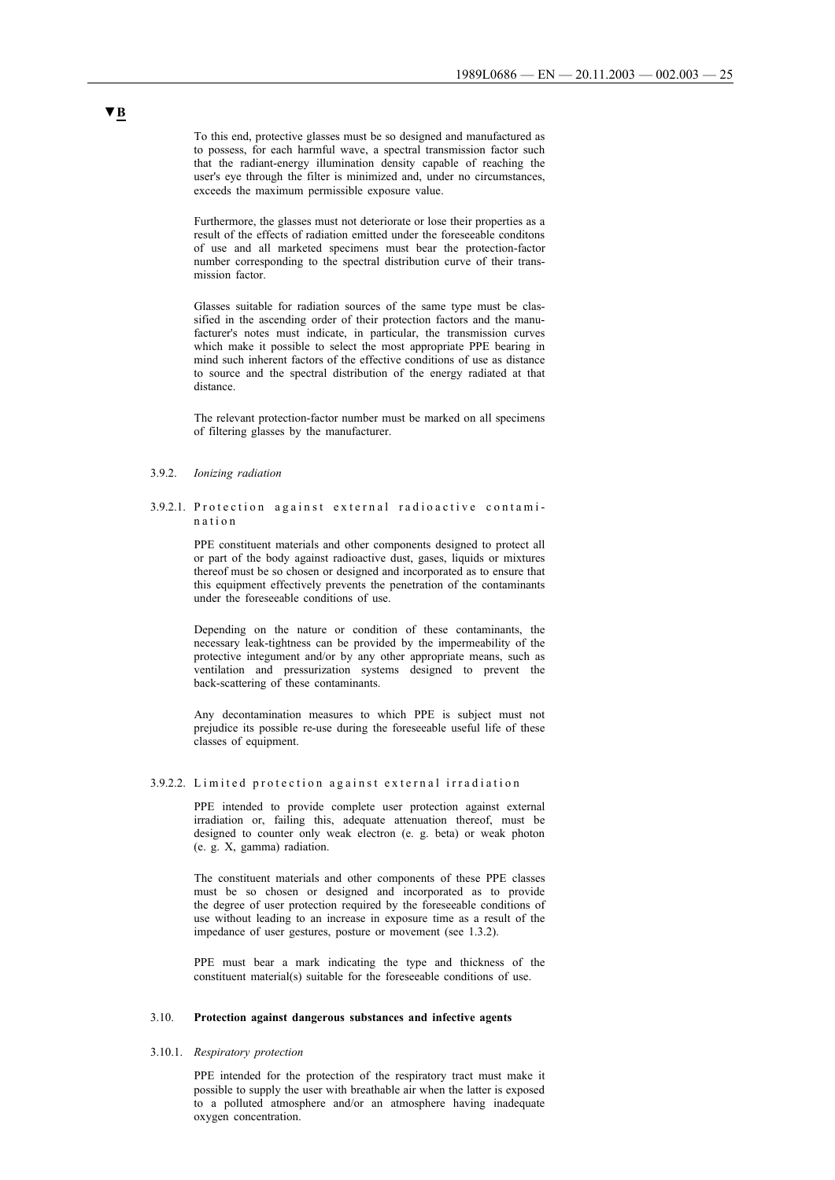▼B

To this end, protective glasses must be so designed and manufactured as to possess, for each harmful wave, a spectral transmission factor such that the radiant-energy illumination density capable of reaching the user's eye through the filter is minimized and, under no circumstances, exceeds the maximum permissible exposure value.

Furthermore, the glasses must not deteriorate or lose their properties as a result of the effects of radiation emitted under the foreseeable conditons of use and all marketed specimens must bear the protection-factor number corresponding to the spectral distribution curve of their transmission factor.

Glasses suitable for radiation sources of the same type must be classified in the ascending order of their protection factors and the manufacturer's notes must indicate, in particular, the transmission curves which make it possible to select the most appropriate PPE bearing in mind such inherent factors of the effective conditions of use as distance to source and the spectral distribution of the energy radiated at that distance.

The relevant protection-factor number must be marked on all specimens of filtering glasses by the manufacturer.

3.9.2. *Ionizing radiation*

3.9.2.1. Protection against external radioactive contamination

PPE constituent materials and other components designed to protect all or part of the body against radioactive dust, gases, liquids or mixtures thereof must be so chosen or designed and incorporated as to ensure that this equipment effectively prevents the penetration of the contaminants under the foreseeable conditions of use.

Depending on the nature or condition of these contaminants, the necessary leak-tightness can be provided by the impermeability of the protective integument and/or by any other appropriate means, such as ventilation and pressurization systems designed to prevent the back-scattering of these contaminants.

Any decontamination measures to which PPE is subject must not prejudice its possible re-use during the foreseeable useful life of these classes of equipment.

3.9.2.2. Limited protection against external irradiation

PPE intended to provide complete user protection against external irradiation or, failing this, adequate attenuation thereof, must be designed to counter only weak electron (e. g. beta) or weak photon (e. g. X, gamma) radiation.

The constituent materials and other components of these PPE classes must be so chosen or designed and incorporated as to provide the degree of user protection required by the foreseeable conditions of use without leading to an increase in exposure time as a result of the impedance of user gestures, posture or movement (see 1.3.2).

PPE must bear a mark indicating the type and thickness of the constituent material(s) suitable for the foreseeable conditions of use.

3.10. **Protection against dangerous substances and infective agents**

3.10.1. *Respiratory protection*

PPE intended for the protection of the respiratory tract must make it possible to supply the user with breathable air when the latter is exposed to a polluted atmosphere and/or an atmosphere having inadequate oxygen concentration.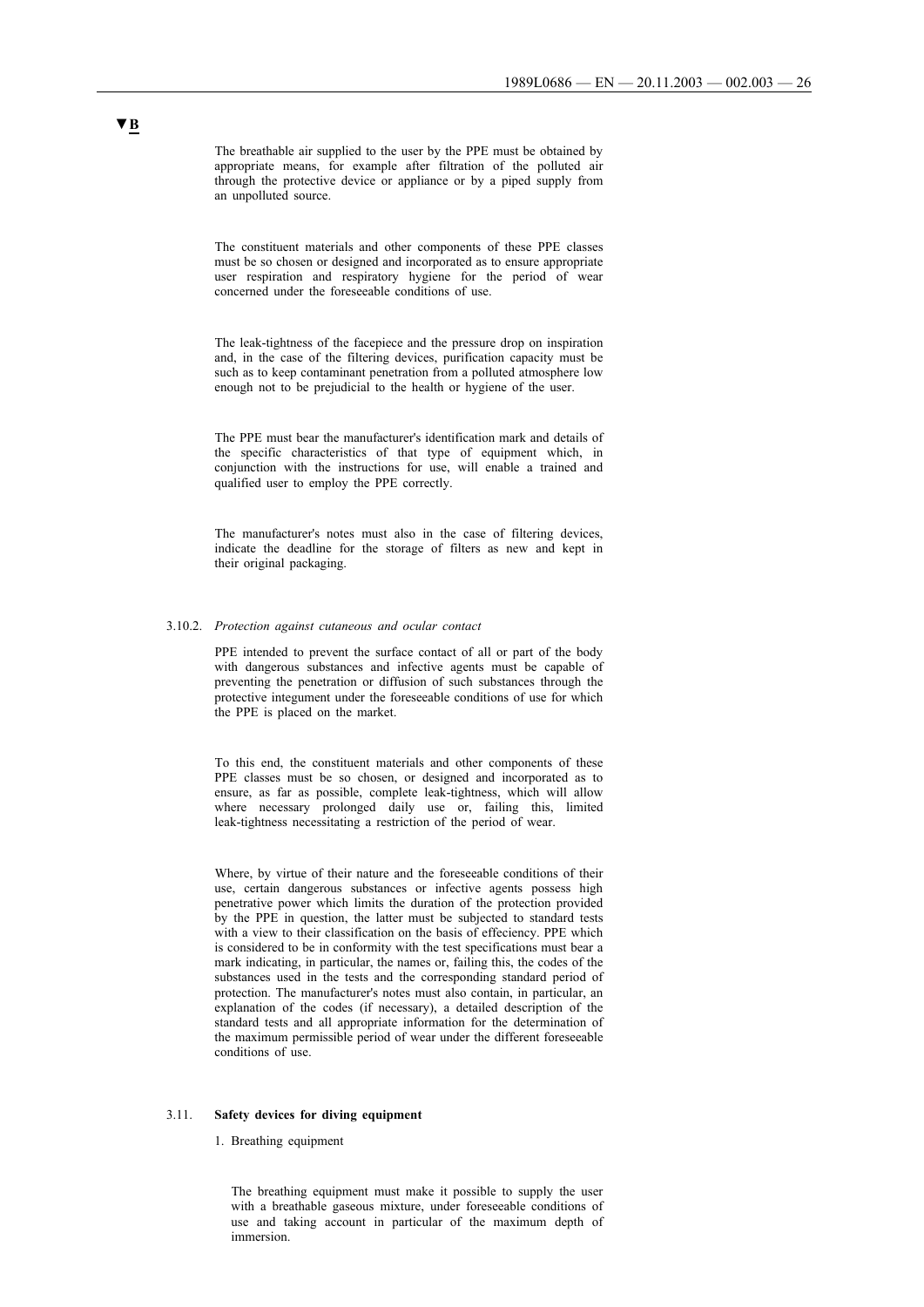▼B

The breathable air supplied to the user by the PPE must be obtained by appropriate means, for example after filtration of the polluted air through the protective device or appliance or by a piped supply from an unpolluted source.

The constituent materials and other components of these PPE classes must be so chosen or designed and incorporated as to ensure appropriate user respiration and respiratory hygiene for the period of wear concerned under the foreseeable conditions of use.

The leak-tightness of the facepiece and the pressure drop on inspiration and, in the case of the filtering devices, purification capacity must be such as to keep contaminant penetration from a polluted atmosphere low enough not to be prejudicial to the health or hygiene of the user.

The PPE must bear the manufacturer's identification mark and details of the specific characteristics of that type of equipment which, in conjunction with the instructions for use, will enable a trained and qualified user to employ the PPE correctly.

The manufacturer's notes must also in the case of filtering devices, indicate the deadline for the storage of filters as new and kept in their original packaging.

3.10.2. *Protection against cutaneous and ocular contact*

PPE intended to prevent the surface contact of all or part of the body with dangerous substances and infective agents must be capable of preventing the penetration or diffusion of such substances through the protective integument under the foreseeable conditions of use for which the PPE is placed on the market.

To this end, the constituent materials and other components of these PPE classes must be so chosen, or designed and incorporated as to ensure, as far as possible, complete leak-tightness, which will allow where necessary prolonged daily use or, failing this, limited leak-tightness necessitating a restriction of the period of wear.

Where, by virtue of their nature and the foreseeable conditions of their use, certain dangerous substances or infective agents possess high penetrative power which limits the duration of the protection provided by the PPE in question, the latter must be subjected to standard tests with a view to their classification on the basis of effeciency. PPE which is considered to be in conformity with the test specifications must bear a mark indicating, in particular, the names or, failing this, the codes of the substances used in the tests and the corresponding standard period of protection. The manufacturer's notes must also contain, in particular, an explanation of the codes (if necessary), a detailed description of the standard tests and all appropriate information for the determination of the maximum permissible period of wear under the different foreseeable conditions of use.

3.11. **Safety devices for diving equipment**

1. Breathing equipment

The breathing equipment must make it possible to supply the user with a breathable gaseous mixture, under foreseeable conditions of use and taking account in particular of the maximum depth of immersion.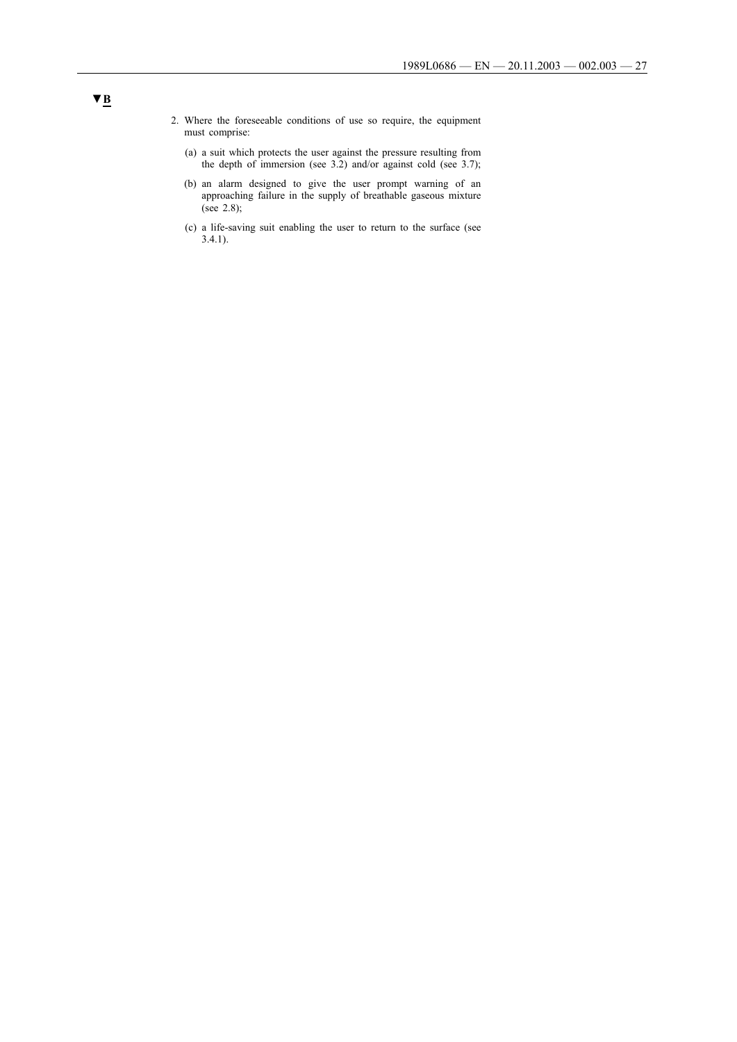▼B

2. Where the foreseeable conditions of use so require, the equipment must comprise:

   (a) a suit which protects the user against the pressure resulting from the depth of immersion (see 3.2) and/or against cold (see 3.7);

   (b) an alarm designed to give the user prompt warning of an approaching failure in the supply of breathable gaseous mixture (see 2.8);

   (c) a life-saving suit enabling the user to return to the surface (see 3.4.1).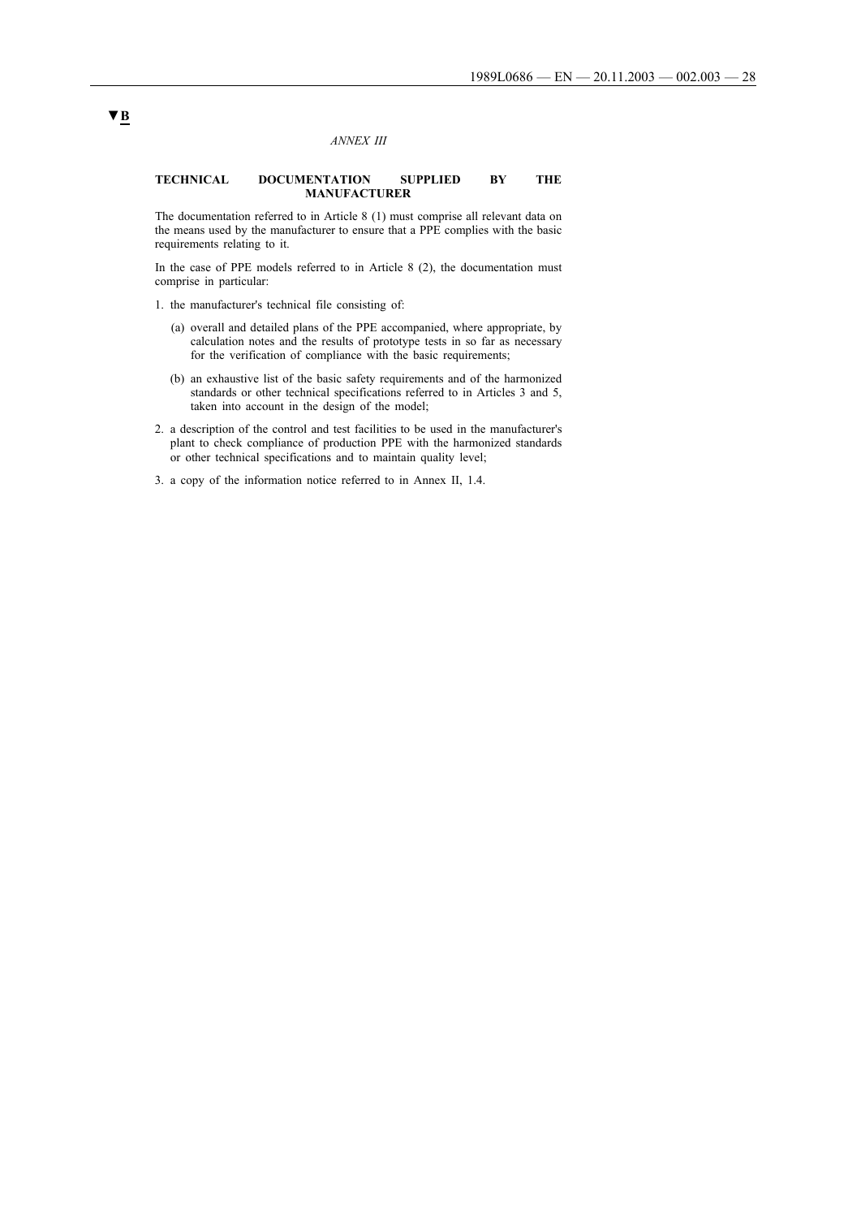▼B

*ANNEX III*

**TECHNICAL DOCUMENTATION SUPPLIED BY THE MANUFACTURER**

The documentation referred to in Article 8 (1) must comprise all relevant data on the means used by the manufacturer to ensure that a PPE complies with the basic requirements relating to it.

In the case of PPE models referred to in Article 8 (2), the documentation must comprise in particular:

1. the manufacturer's technical file consisting of:

   (a) overall and detailed plans of the PPE accompanied, where appropriate, by calculation notes and the results of prototype tests in so far as necessary for the verification of compliance with the basic requirements;

   (b) an exhaustive list of the basic safety requirements and of the harmonized standards or other technical specifications referred to in Articles 3 and 5, taken into account in the design of the model;

2. a description of the control and test facilities to be used in the manufacturer's plant to check compliance of production PPE with the harmonized standards or other technical specifications and to maintain quality level;

3. a copy of the information notice referred to in Annex II, 1.4.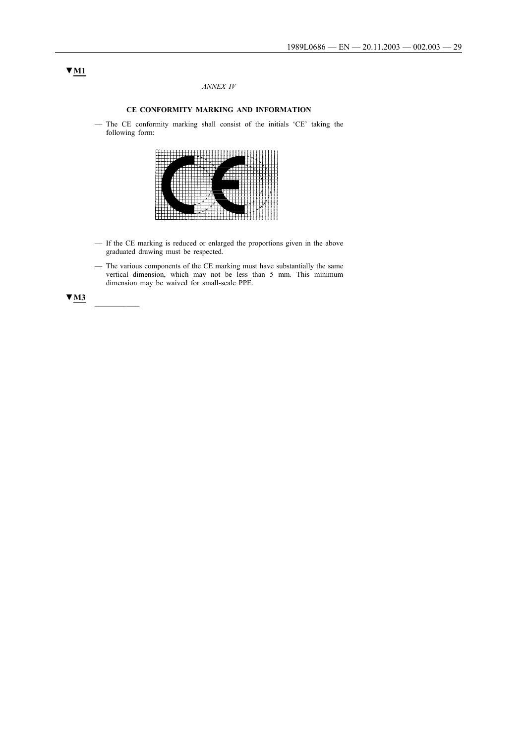▼M1

*ANNEX IV*

**CE CONFORMITY MARKING AND INFORMATION**

— The CE conformity marking shall consist of the initials 'CE' taking the following form:

— If the CE marking is reduced or enlarged the proportions given in the above graduated drawing must be respected.

— The various components of the CE marking must have substantially the same vertical dimension, which may not be less than 5 mm. This minimum dimension may be waived for small-scale PPE.

▼M3

————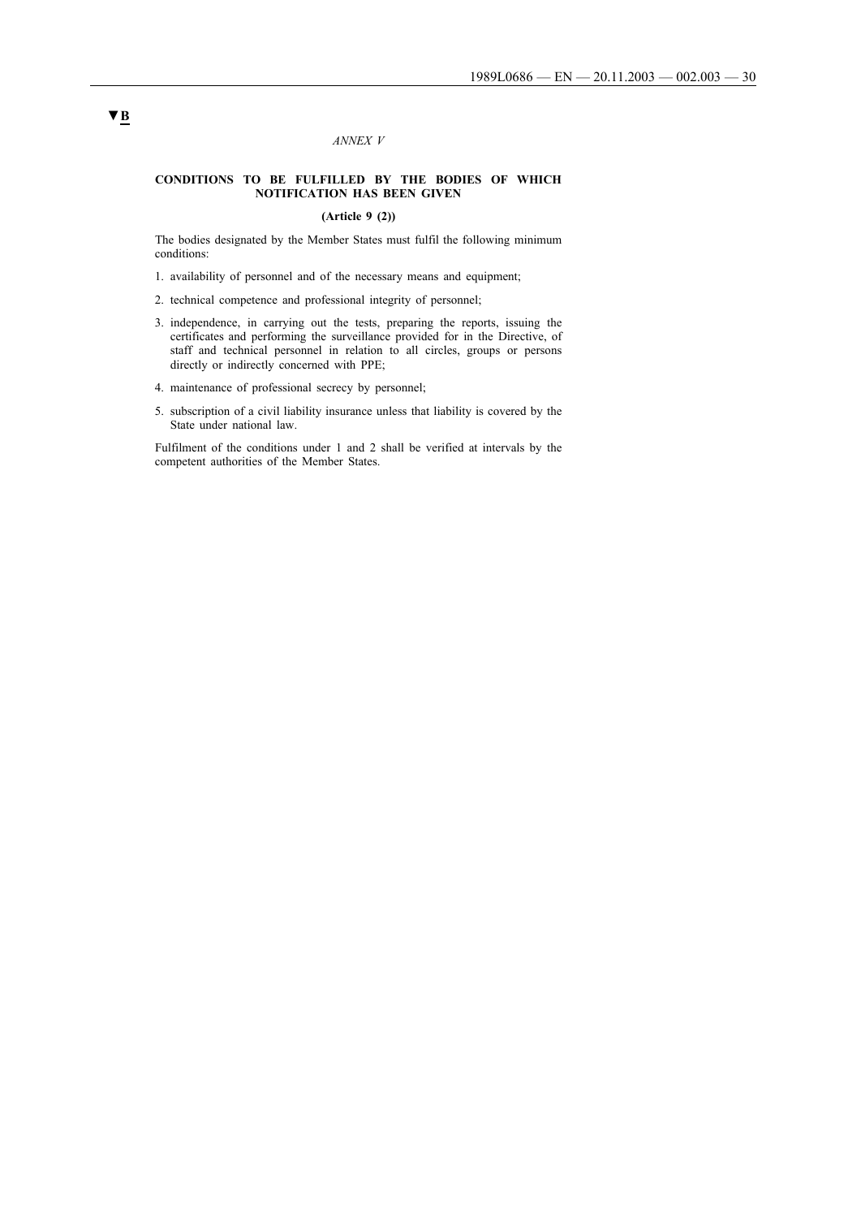▼B

*ANNEX V*

**CONDITIONS TO BE FULFILLED BY THE BODIES OF WHICH NOTIFICATION HAS BEEN GIVEN**

**(Article 9 (2))**

The bodies designated by the Member States must fulfil the following minimum conditions:

1. availability of personnel and of the necessary means and equipment;
2. technical competence and professional integrity of personnel;
3. independence, in carrying out the tests, preparing the reports, issuing the certificates and performing the surveillance provided for in the Directive, of staff and technical personnel in relation to all circles, groups or persons directly or indirectly concerned with PPE;
4. maintenance of professional secrecy by personnel;
5. subscription of a civil liability insurance unless that liability is covered by the State under national law.

Fulfilment of the conditions under 1 and 2 shall be verified at intervals by the competent authorities of the Member States.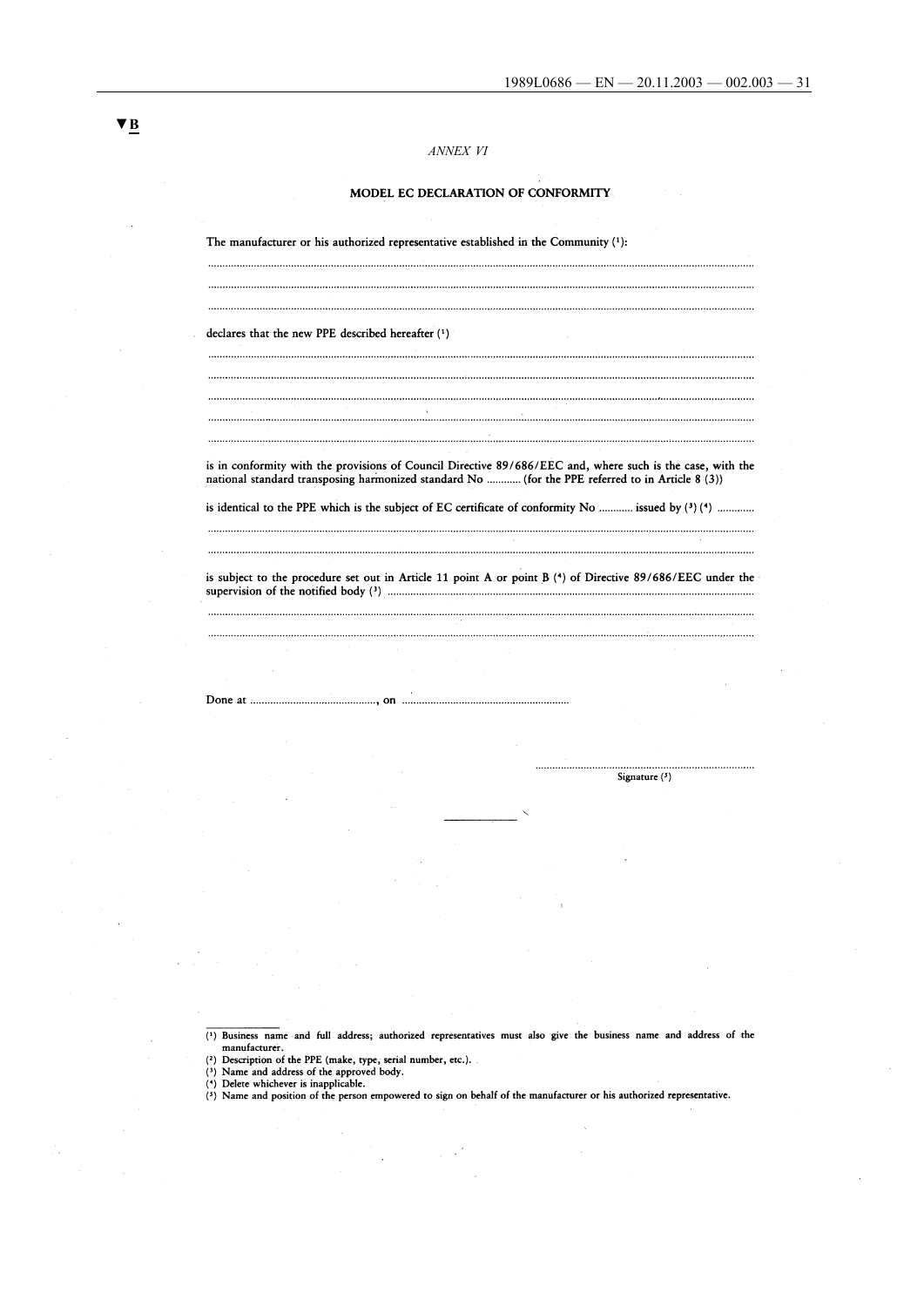▼B

*ANNEX VI*

**MODEL EC DECLARATION OF CONFORMITY**

The manufacturer or his authorized representative established in the Community [1]:

.................................................................................................................................................................

.................................................................................................................................................................

.................................................................................................................................................................

declares that the new PPE described hereafter [1]

.................................................................................................................................................................

.................................................................................................................................................................

.................................................................................................................................................................

.................................................................................................................................................................

.................................................................................................................................................................

is in conformity with the provisions of Council Directive 89/686/EEC and, where such is the case, with the national standard transposing harmonized standard No ........... (for the PPE referred to in Article 8 (3))

is identical to the PPE which is the subject of EC certificate of conformity No ........... issued by [3] [4] ............

.................................................................................................................................................................

.................................................................................................................................................................

is subject to the procedure set out in Article 11 point A or point B [4] of Directive 89/686/EEC under the supervision of the notified body [3] .................................................................................................................

.................................................................................................................................................................

.................................................................................................................................................................

Done at ..........................................., on ..........................................................

.........................................................................

Signature [5]

---

[1] Business name and full address; authorized representatives must also give the business name and address of the manufacturer.

[2] Description of the PPE (make, type, serial number, etc.).

[3] Name and address of the approved body.

[4] Delete whichever is inapplicable.

[5] Name and position of the person empowered to sign on behalf of the manufacturer or his authorized representative.